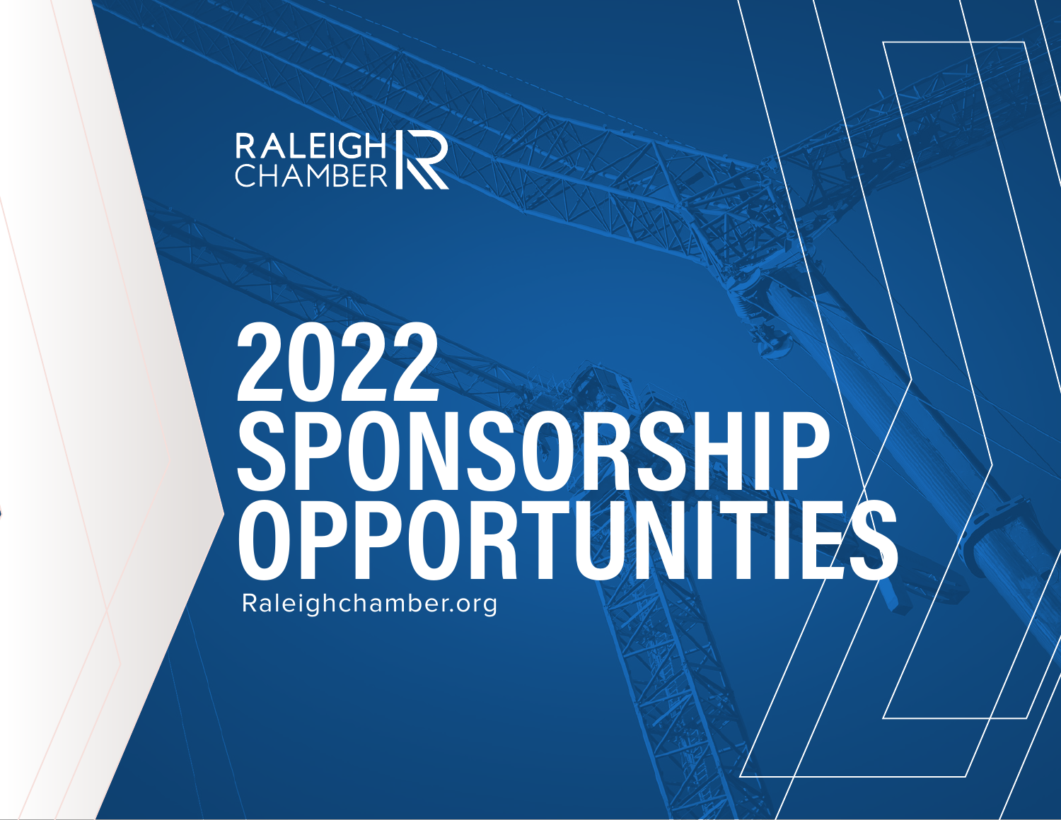RALEIGH CHAMBER

# 2022 SPONSORSHIP OPPORTUNITIES

Raleighchamber.org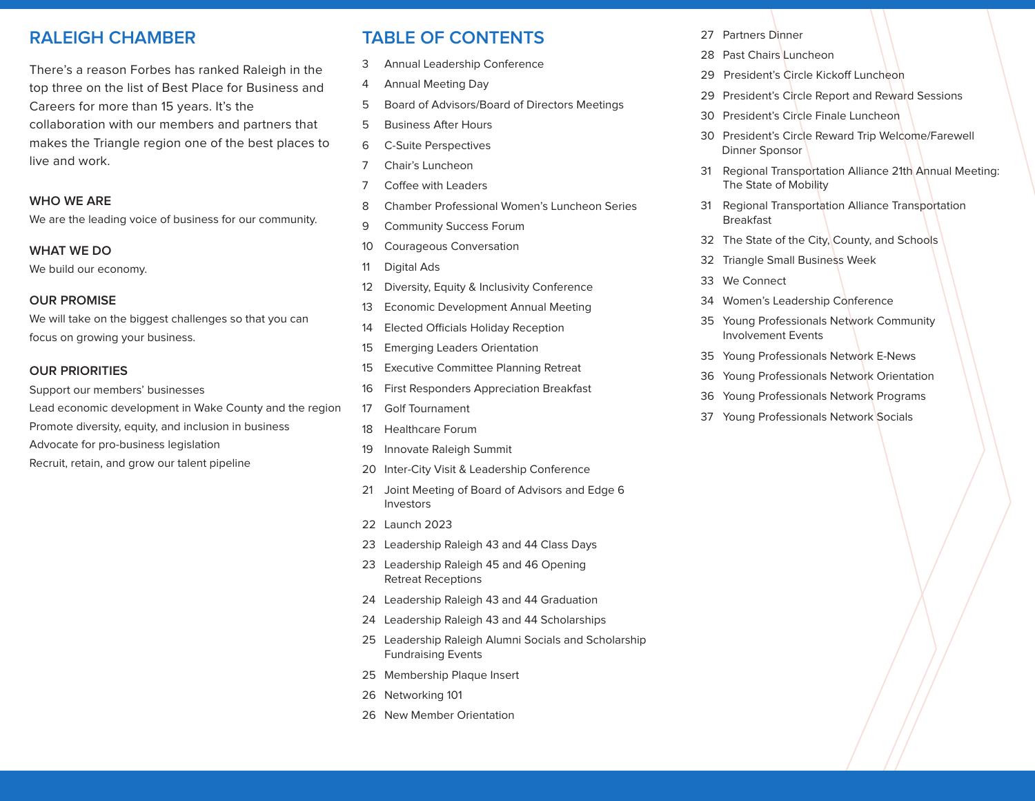## RALEIGH CHAMBER

There's a reason Forbes has ranked Raleigh in the top three on the list of Best Place for Business and Careers for more than 15 years. It's the collaboration with our members and partners that makes the Triangle region one of the best places to live and work.

### WHO WE ARE

We are the leading voice of business for our community.

### WHAT WE DO

We build our economy.

### OUR PROMISE

We will take on the biggest challenges so that you can focus on growing your business.

### OUR PRIORITIES

Support our members' businesses
Lead economic development in Wake County and the region
Promote diversity, equity, and inclusion in business
Advocate for pro-business legislation
Recruit, retain, and grow our talent pipeline

## TABLE OF CONTENTS

3 Annual Leadership Conference
4 Annual Meeting Day
5 Board of Advisors/Board of Directors Meetings
5 Business After Hours
6 C-Suite Perspectives
7 Chair's Luncheon
7 Coffee with Leaders
8 Chamber Professional Women's Luncheon Series
9 Community Success Forum
10 Courageous Conversation
11 Digital Ads
12 Diversity, Equity & Inclusivity Conference
13 Economic Development Annual Meeting
14 Elected Officials Holiday Reception
15 Emerging Leaders Orientation
15 Executive Committee Planning Retreat
16 First Responders Appreciation Breakfast
17 Golf Tournament
18 Healthcare Forum
19 Innovate Raleigh Summit
20 Inter-City Visit & Leadership Conference
21 Joint Meeting of Board of Advisors and Edge 6 Investors
22 Launch 2023
23 Leadership Raleigh 43 and 44 Class Days
23 Leadership Raleigh 45 and 46 Opening Retreat Receptions
24 Leadership Raleigh 43 and 44 Graduation
24 Leadership Raleigh 43 and 44 Scholarships
25 Leadership Raleigh Alumni Socials and Scholarship Fundraising Events
25 Membership Plaque Insert
26 Networking 101
26 New Member Orientation
27 Partners Dinner
28 Past Chairs Luncheon
29 President's Circle Kickoff Luncheon
29 President's Circle Report and Reward Sessions
30 President's Circle Finale Luncheon
30 President's Circle Reward Trip Welcome/Farewell Dinner Sponsor
31 Regional Transportation Alliance 21th Annual Meeting: The State of Mobility
31 Regional Transportation Alliance Transportation Breakfast
32 The State of the City, County, and Schools
32 Triangle Small Business Week
33 We Connect
34 Women's Leadership Conference
35 Young Professionals Network Community Involvement Events
35 Young Professionals Network E-News
36 Young Professionals Network Orientation
36 Young Professionals Network Programs
37 Young Professionals Network Socials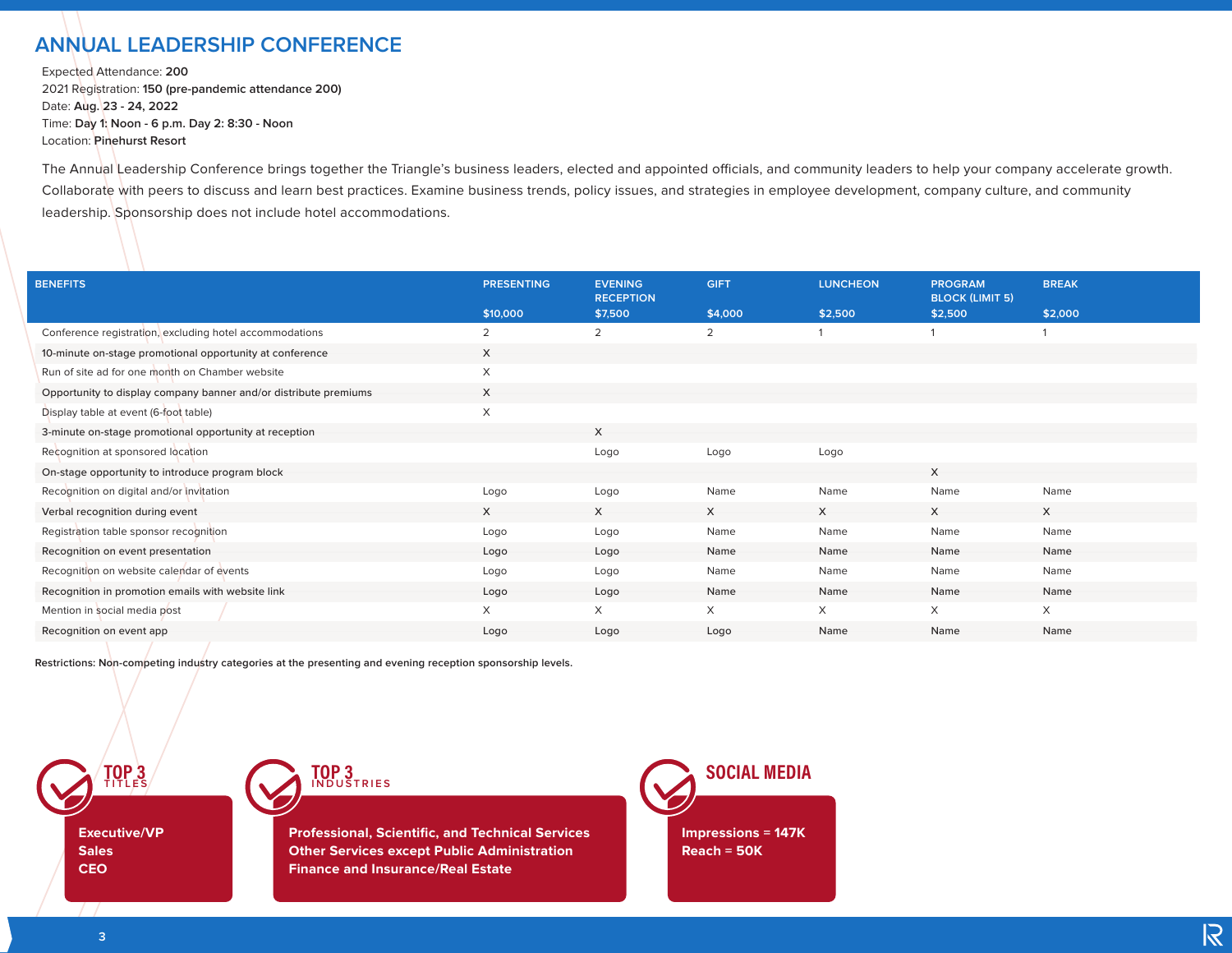# ANNUAL LEADERSHIP CONFERENCE

Expected Attendance: **200**
2021 Registration: **150 (pre-pandemic attendance 200)**
Date: **Aug. 23 - 24, 2022**
Time: **Day 1: Noon - 6 p.m. Day 2: 8:30 - Noon**
Location: **Pinehurst Resort**

The Annual Leadership Conference brings together the Triangle's business leaders, elected and appointed officials, and community leaders to help your company accelerate growth. Collaborate with peers to discuss and learn best practices. Examine business trends, policy issues, and strategies in employee development, company culture, and community leadership. Sponsorship does not include hotel accommodations.

| BENEFITS | PRESENTING $10,000 | EVENING RECEPTION $7,500 | GIFT $4,000 | LUNCHEON $2,500 | PROGRAM BLOCK (LIMIT 5) $2,500 | BREAK $2,000 |
|---|---|---|---|---|---|---|
| Conference registration, excluding hotel accommodations | 2 | 2 | 2 | 1 | 1 | 1 |
| 10-minute on-stage promotional opportunity at conference | X | | | | | |
| Run of site ad for one month on Chamber website | X | | | | | |
| Opportunity to display company banner and/or distribute premiums | X | | | | | |
| Display table at event (6-foot table) | X | | | | | |
| 3-minute on-stage promotional opportunity at reception | | X | | | | |
| Recognition at sponsored location | | Logo | Logo | Logo | | |
| On-stage opportunity to introduce program block | | | | | X | |
| Recognition on digital and/or invitation | Logo | Logo | Name | Name | Name | Name |
| Verbal recognition during event | X | X | X | X | X | X |
| Registration table sponsor recognition | Logo | Logo | Name | Name | Name | Name |
| Recognition on event presentation | Logo | Logo | Name | Name | Name | Name |
| Recognition on website calendar of events | Logo | Logo | Name | Name | Name | Name |
| Recognition in promotion emails with website link | Logo | Logo | Name | Name | Name | Name |
| Mention in social media post | X | X | X | X | X | X |
| Recognition on event app | Logo | Logo | Logo | Name | Name | Name |

**Restrictions: Non-competing industry categories at the presenting and evening reception sponsorship levels.**

**TOP 3 TITLES**

**Executive/VP**
**Sales**
**CEO**

**TOP 3 INDUSTRIES**

**Professional, Scientific, and Technical Services**
**Other Services except Public Administration**
**Finance and Insurance/Real Estate**

**SOCIAL MEDIA**

**Impressions = 147K**
**Reach = 50K**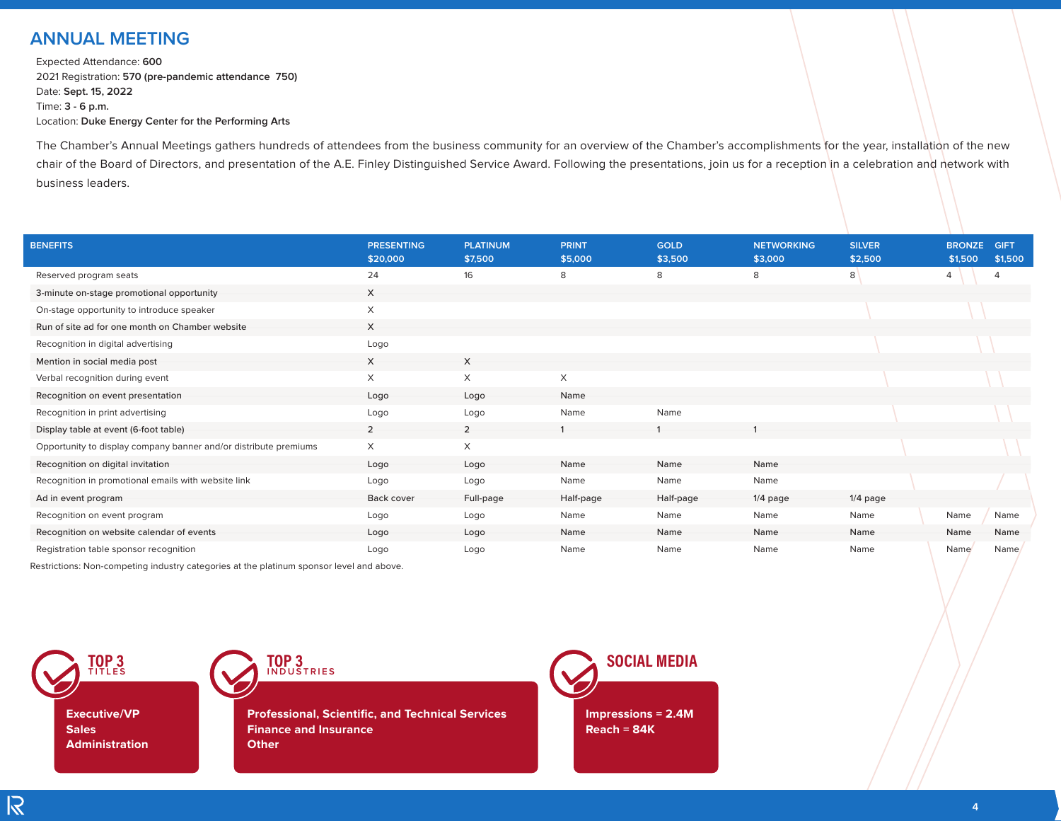## ANNUAL MEETING

Expected Attendance: **600**
2021 Registration: **570 (pre-pandemic attendance 750)**
Date: **Sept. 15, 2022**
Time: **3 - 6 p.m.**
Location: **Duke Energy Center for the Performing Arts**

The Chamber's Annual Meetings gathers hundreds of attendees from the business community for an overview of the Chamber's accomplishments for the year, installation of the new chair of the Board of Directors, and presentation of the A.E. Finley Distinguished Service Award. Following the presentations, join us for a reception in a celebration and network with business leaders.

| BENEFITS | PRESENTING $20,000 | PLATINUM $7,500 | PRINT $5,000 | GOLD $3,500 | NETWORKING $3,000 | SILVER $2,500 | BRONZE $1,500 | GIFT $1,500 |
|---|---|---|---|---|---|---|---|---|
| Reserved program seats | 24 | 16 | 8 | 8 | 8 | 8 | 4 | 4 |
| 3-minute on-stage promotional opportunity | X | | | | | | | |
| On-stage opportunity to introduce speaker | X | | | | | | | |
| Run of site ad for one month on Chamber website | X | | | | | | | |
| Recognition in digital advertising | Logo | | | | | | | |
| Mention in social media post | X | X | | | | | | |
| Verbal recognition during event | X | X | X | | | | | |
| Recognition on event presentation | Logo | Logo | Name | | | | | |
| Recognition in print advertising | Logo | Logo | Name | Name | | | | |
| Display table at event (6-foot table) | 2 | 2 | 1 | 1 | 1 | | | |
| Opportunity to display company banner and/or distribute premiums | X | X | | | | | | |
| Recognition on digital invitation | Logo | Logo | Name | Name | Name | | | |
| Recognition in promotional emails with website link | Logo | Logo | Name | Name | Name | | | |
| Ad in event program | Back cover | Full-page | Half-page | Half-page | 1/4 page | 1/4 page | | |
| Recognition on event program | Logo | Logo | Name | Name | Name | Name | Name | Name |
| Recognition on website calendar of events | Logo | Logo | Name | Name | Name | Name | Name | Name |
| Registration table sponsor recognition | Logo | Logo | Name | Name | Name | Name | Name | Name |

Restrictions: Non-competing industry categories at the platinum sponsor level and above.

**TOP 3 TITLES**

- Executive/VP
- Sales
- Administration

**TOP 3 INDUSTRIES**

- Professional, Scientific, and Technical Services
- Finance and Insurance
- Other

**SOCIAL MEDIA**

- Impressions = 2.4M
- Reach = 84K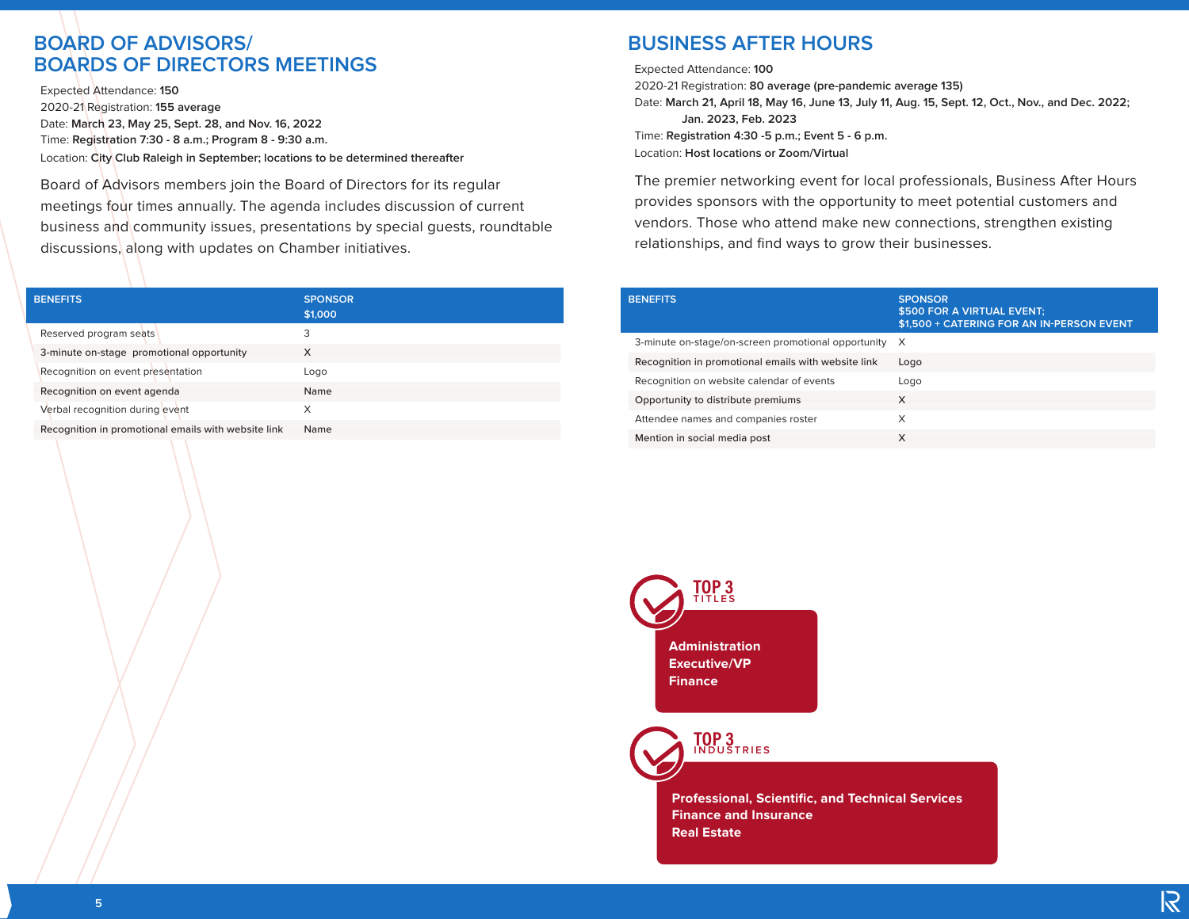## BOARD OF ADVISORS/ BOARDS OF DIRECTORS MEETINGS

Expected Attendance: **150**
2020-21 Registration: **155 average**
Date: **March 23, May 25, Sept. 28, and Nov. 16, 2022**
Time: **Registration 7:30 - 8 a.m.; Program 8 - 9:30 a.m.**
Location: **City Club Raleigh in September; locations to be determined thereafter**

Board of Advisors members join the Board of Directors for its regular meetings four times annually. The agenda includes discussion of current business and community issues, presentations by special guests, roundtable discussions, along with updates on Chamber initiatives.

| BENEFITS | SPONSOR $1,000 |
|---|---|
| Reserved program seats | 3 |
| 3-minute on-stage promotional opportunity | X |
| Recognition on event presentation | Logo |
| Recognition on event agenda | Name |
| Verbal recognition during event | X |
| Recognition in promotional emails with website link | Name |

## BUSINESS AFTER HOURS

Expected Attendance: **100**
2020-21 Registration: **80 average (pre-pandemic average 135)**
Date: **March 21, April 18, May 16, June 13, July 11, Aug. 15, Sept. 12, Oct., Nov., and Dec. 2022; Jan. 2023, Feb. 2023**
Time: **Registration 4:30 -5 p.m.; Event 5 - 6 p.m.**
Location: **Host locations or Zoom/Virtual**

The premier networking event for local professionals, Business After Hours provides sponsors with the opportunity to meet potential customers and vendors. Those who attend make new connections, strengthen existing relationships, and find ways to grow their businesses.

| BENEFITS | SPONSOR $500 FOR A VIRTUAL EVENT; $1,500 + CATERING FOR AN IN-PERSON EVENT |
|---|---|
| 3-minute on-stage/on-screen promotional opportunity | X |
| Recognition in promotional emails with website link | Logo |
| Recognition on website calendar of events | Logo |
| Opportunity to distribute premiums | X |
| Attendee names and companies roster | X |
| Mention in social media post | X |

**TOP 3 TITLES**

- Administration
- Executive/VP
- Finance

**TOP 3 INDUSTRIES**

- Professional, Scientific, and Technical Services
- Finance and Insurance
- Real Estate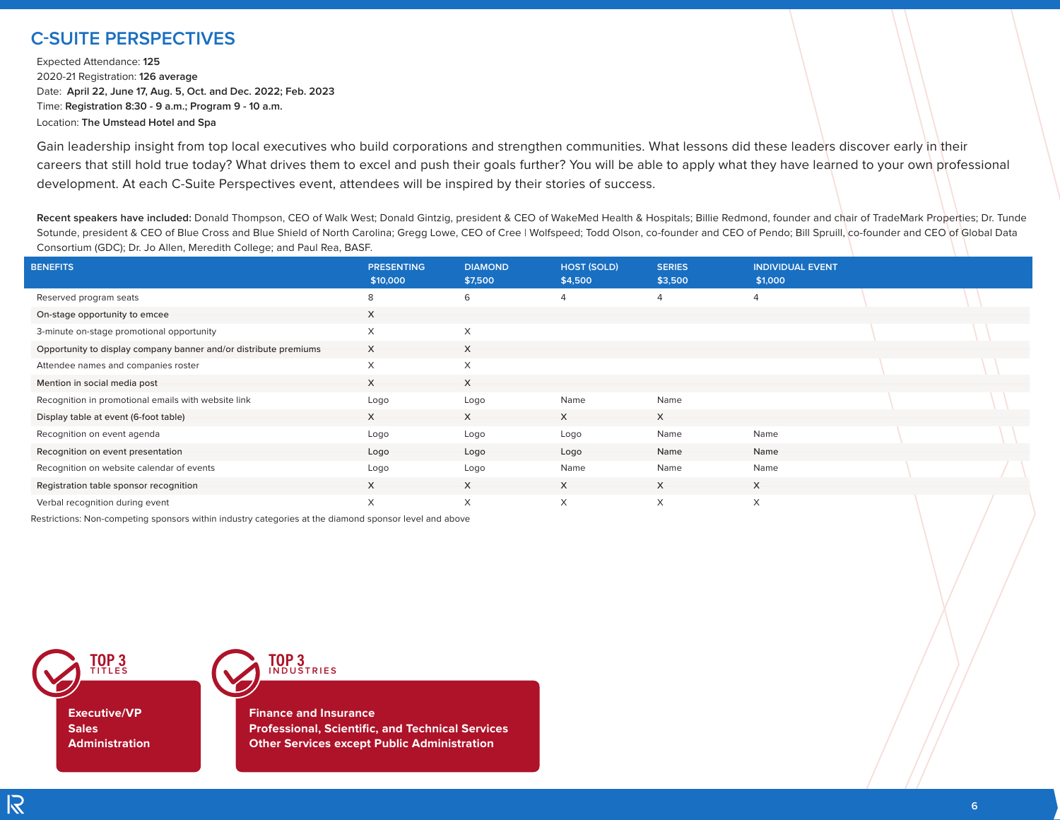## C-SUITE PERSPECTIVES

Expected Attendance: **125**
2020-21 Registration: **126 average**
Date: **April 22, June 17, Aug. 5, Oct. and Dec. 2022; Feb. 2023**
Time: **Registration 8:30 - 9 a.m.; Program 9 - 10 a.m.**
Location: **The Umstead Hotel and Spa**

Gain leadership insight from top local executives who build corporations and strengthen communities. What lessons did these leaders discover early in their careers that still hold true today? What drives them to excel and push their goals further? You will be able to apply what they have learned to your own professional development. At each C-Suite Perspectives event, attendees will be inspired by their stories of success.

**Recent speakers have included:** Donald Thompson, CEO of Walk West; Donald Gintzig, president & CEO of WakeMed Health & Hospitals; Billie Redmond, founder and chair of TradeMark Properties; Dr. Tunde Sotunde, president & CEO of Blue Cross and Blue Shield of North Carolina; Gregg Lowe, CEO of Cree | Wolfspeed; Todd Olson, co-founder and CEO of Pendo; Bill Spruill, co-founder and CEO of Global Data Consortium (GDC); Dr. Jo Allen, Meredith College; and Paul Rea, BASF.

| BENEFITS | PRESENTING $10,000 | DIAMOND $7,500 | HOST (SOLD) $4,500 | SERIES $3,500 | INDIVIDUAL EVENT $1,000 |
|---|---|---|---|---|---|
| Reserved program seats | 8 | 6 | 4 | 4 | 4 |
| On-stage opportunity to emcee | X | | | | |
| 3-minute on-stage promotional opportunity | X | X | | | |
| Opportunity to display company banner and/or distribute premiums | X | X | | | |
| Attendee names and companies roster | X | X | | | |
| Mention in social media post | X | X | | | |
| Recognition in promotional emails with website link | Logo | Logo | Name | Name | |
| Display table at event (6-foot table) | X | X | X | X | |
| Recognition on event agenda | Logo | Logo | Logo | Name | Name |
| Recognition on event presentation | Logo | Logo | Logo | Name | Name |
| Recognition on website calendar of events | Logo | Logo | Name | Name | Name |
| Registration table sponsor recognition | X | X | X | X | X |
| Verbal recognition during event | X | X | X | X | X |

Restrictions: Non-competing sponsors within industry categories at the diamond sponsor level and above

**TOP 3 TITLES**

**Executive/VP**
**Sales**
**Administration**

**TOP 3 INDUSTRIES**

**Finance and Insurance**
**Professional, Scientific, and Technical Services**
**Other Services except Public Administration**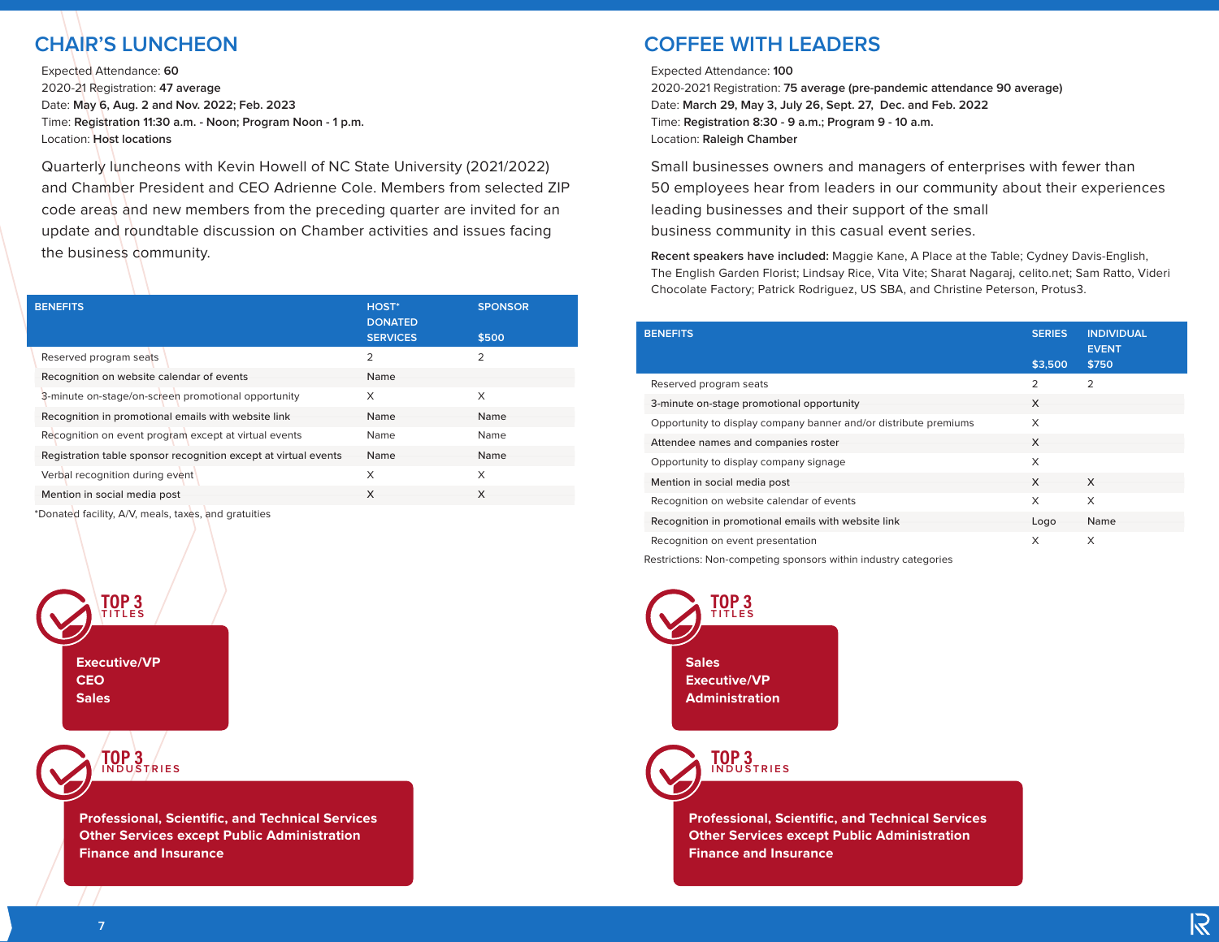## CHAIR'S LUNCHEON

Expected Attendance: **60**
2020-21 Registration: **47 average**
Date: **May 6, Aug. 2 and Nov. 2022; Feb. 2023**
Time: **Registration 11:30 a.m. - Noon; Program Noon - 1 p.m.**
Location: **Host locations**

Quarterly luncheons with Kevin Howell of NC State University (2021/2022) and Chamber President and CEO Adrienne Cole. Members from selected ZIP code areas and new members from the preceding quarter are invited for an update and roundtable discussion on Chamber activities and issues facing the business community.

| BENEFITS | HOST* DONATED SERVICES | SPONSOR $500 |
|---|---|---|
| Reserved program seats | 2 | 2 |
| Recognition on website calendar of events | Name | |
| 3-minute on-stage/on-screen promotional opportunity | X | X |
| Recognition in promotional emails with website link | Name | Name |
| Recognition on event program except at virtual events | Name | Name |
| Registration table sponsor recognition except at virtual events | Name | Name |
| Verbal recognition during event | X | X |
| Mention in social media post | X | X |

*Donated facility, A/V, meals, taxes, and gratuities

**TOP 3 TITLES**

- Executive/VP
- CEO
- Sales

**TOP 3 INDUSTRIES**

- Professional, Scientific, and Technical Services
- Other Services except Public Administration
- Finance and Insurance

## COFFEE WITH LEADERS

Expected Attendance: **100**
2020-2021 Registration: **75 average (pre-pandemic attendance 90 average)**
Date: **March 29, May 3, July 26, Sept. 27, Dec. and Feb. 2022**
Time: **Registration 8:30 - 9 a.m.; Program 9 - 10 a.m.**
Location: **Raleigh Chamber**

Small businesses owners and managers of enterprises with fewer than 50 employees hear from leaders in our community about their experiences leading businesses and their support of the small business community in this casual event series.

**Recent speakers have included:** Maggie Kane, A Place at the Table; Cydney Davis-English, The English Garden Florist; Lindsay Rice, Vita Vite; Sharat Nagaraj, celito.net; Sam Ratto, Videri Chocolate Factory; Patrick Rodriguez, US SBA, and Christine Peterson, Protus3.

| BENEFITS | SERIES $3,500 | INDIVIDUAL EVENT $750 |
|---|---|---|
| Reserved program seats | 2 | 2 |
| 3-minute on-stage promotional opportunity | X | |
| Opportunity to display company banner and/or distribute premiums | X | |
| Attendee names and companies roster | X | |
| Opportunity to display company signage | X | |
| Mention in social media post | X | X |
| Recognition on website calendar of events | X | X |
| Recognition in promotional emails with website link | Logo | Name |
| Recognition on event presentation | X | X |

Restrictions: Non-competing sponsors within industry categories

**TOP 3 TITLES**

- Sales
- Executive/VP
- Administration

**TOP 3 INDUSTRIES**

- Professional, Scientific, and Technical Services
- Other Services except Public Administration
- Finance and Insurance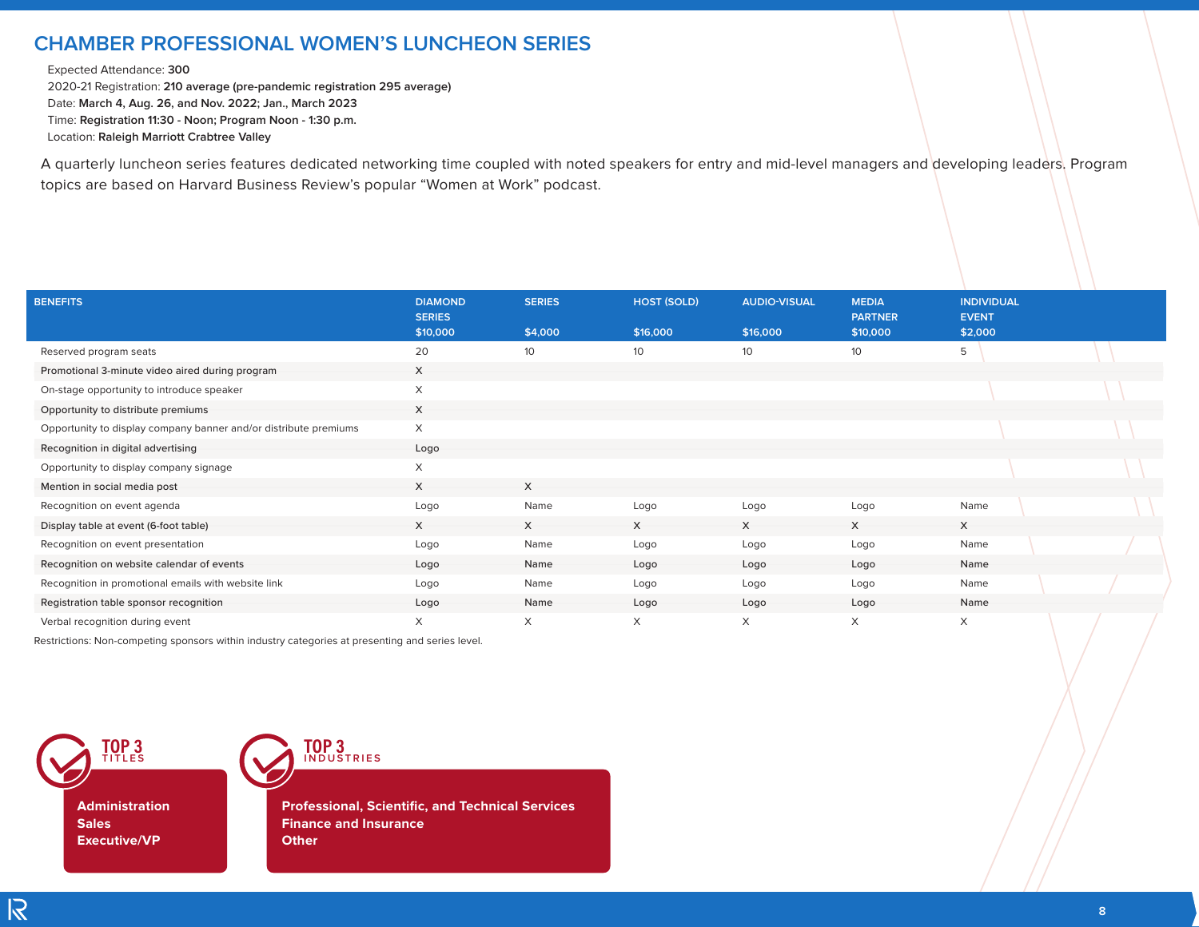## CHAMBER PROFESSIONAL WOMEN'S LUNCHEON SERIES

Expected Attendance: **300**
2020-21 Registration: **210 average (pre-pandemic registration 295 average)**
Date: **March 4, Aug. 26, and Nov. 2022; Jan., March 2023**
Time: **Registration 11:30 - Noon; Program Noon - 1:30 p.m.**
Location: **Raleigh Marriott Crabtree Valley**

A quarterly luncheon series features dedicated networking time coupled with noted speakers for entry and mid-level managers and developing leaders. Program topics are based on Harvard Business Review's popular "Women at Work" podcast.

| BENEFITS | DIAMOND SERIES $10,000 | SERIES $4,000 | HOST (SOLD) $16,000 | AUDIO-VISUAL $16,000 | MEDIA PARTNER $10,000 | INDIVIDUAL EVENT $2,000 |
|---|---|---|---|---|---|---|
| Reserved program seats | 20 | 10 | 10 | 10 | 10 | 5 |
| Promotional 3-minute video aired during program | X | | | | | |
| On-stage opportunity to introduce speaker | X | | | | | |
| Opportunity to distribute premiums | X | | | | | |
| Opportunity to display company banner and/or distribute premiums | X | | | | | |
| Recognition in digital advertising | Logo | | | | | |
| Opportunity to display company signage | X | | | | | |
| Mention in social media post | X | X | | | | |
| Recognition on event agenda | Logo | Name | Logo | Logo | Logo | Name |
| Display table at event (6-foot table) | X | X | X | X | X | X |
| Recognition on event presentation | Logo | Name | Logo | Logo | Logo | Name |
| Recognition on website calendar of events | Logo | Name | Logo | Logo | Logo | Name |
| Recognition in promotional emails with website link | Logo | Name | Logo | Logo | Logo | Name |
| Registration table sponsor recognition | Logo | Name | Logo | Logo | Logo | Name |
| Verbal recognition during event | X | X | X | X | X | X |

Restrictions: Non-competing sponsors within industry categories at presenting and series level.

**TOP 3 TITLES**

**Administration**
**Sales**
**Executive/VP**

**TOP 3 INDUSTRIES**

**Professional, Scientific, and Technical Services**
**Finance and Insurance**
**Other**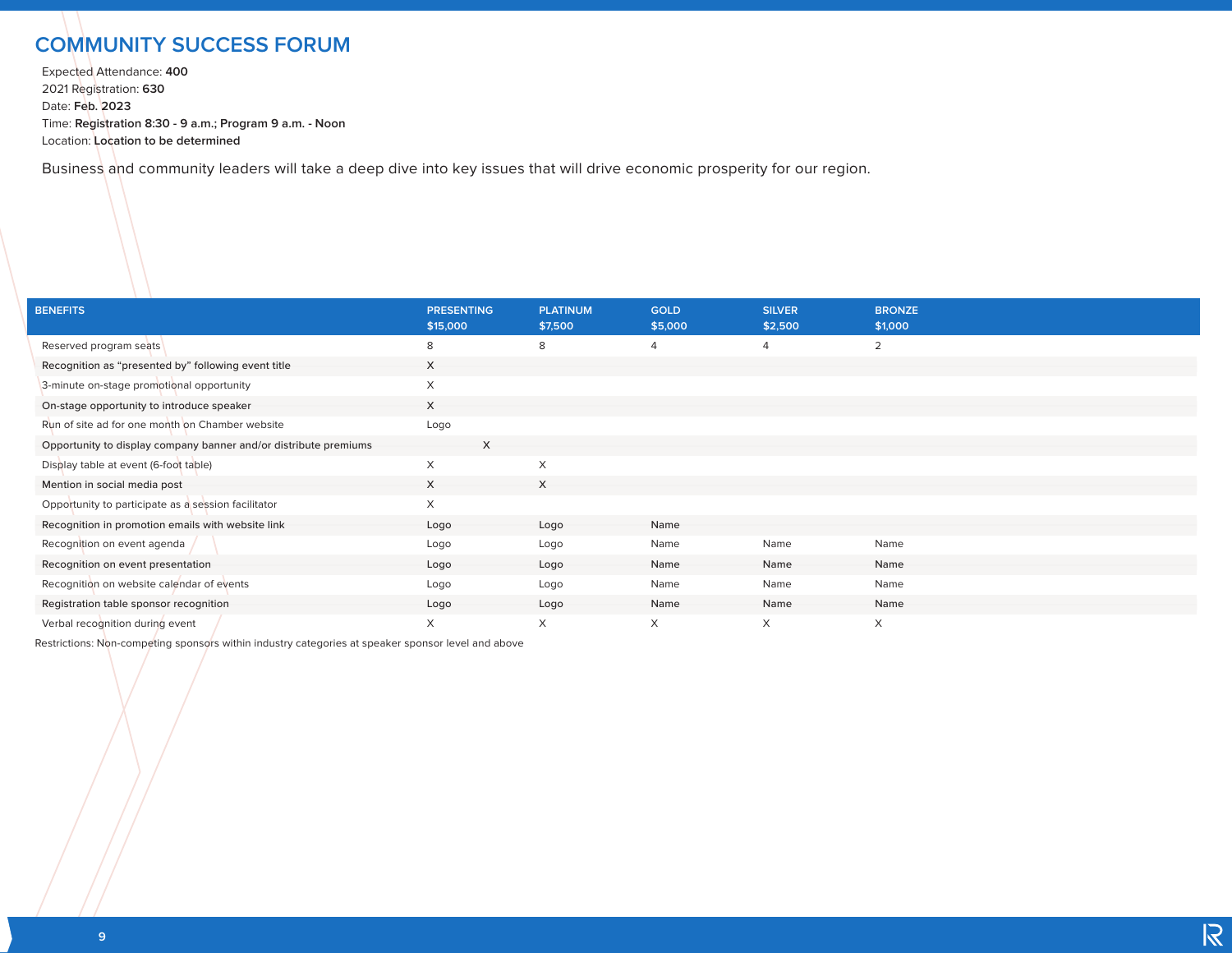# COMMUNITY SUCCESS FORUM

Expected Attendance: **400**
2021 Registration: **630**
Date: **Feb. 2023**
Time: **Registration 8:30 - 9 a.m.; Program 9 a.m. - Noon**
Location: **Location to be determined**

Business and community leaders will take a deep dive into key issues that will drive economic prosperity for our region.

| BENEFITS | PRESENTING $15,000 | PLATINUM $7,500 | GOLD $5,000 | SILVER $2,500 | BRONZE $1,000 |
|---|---|---|---|---|---|
| Reserved program seats | 8 | 8 | 4 | 4 | 2 |
| Recognition as “presented by” following event title | X | | | | |
| 3-minute on-stage promotional opportunity | X | | | | |
| On-stage opportunity to introduce speaker | X | | | | |
| Run of site ad for one month on Chamber website | Logo | | | | |
| Opportunity to display company banner and/or distribute premiums | X | | | | |
| Display table at event (6-foot table) | X | X | | | |
| Mention in social media post | X | X | | | |
| Opportunity to participate as a session facilitator | X | | | | |
| Recognition in promotion emails with website link | Logo | Logo | Name | | |
| Recognition on event agenda | Logo | Logo | Name | Name | Name |
| Recognition on event presentation | Logo | Logo | Name | Name | Name |
| Recognition on website calendar of events | Logo | Logo | Name | Name | Name |
| Registration table sponsor recognition | Logo | Logo | Name | Name | Name |
| Verbal recognition during event | X | X | X | X | X |

Restrictions: Non-competing sponsors within industry categories at speaker sponsor level and above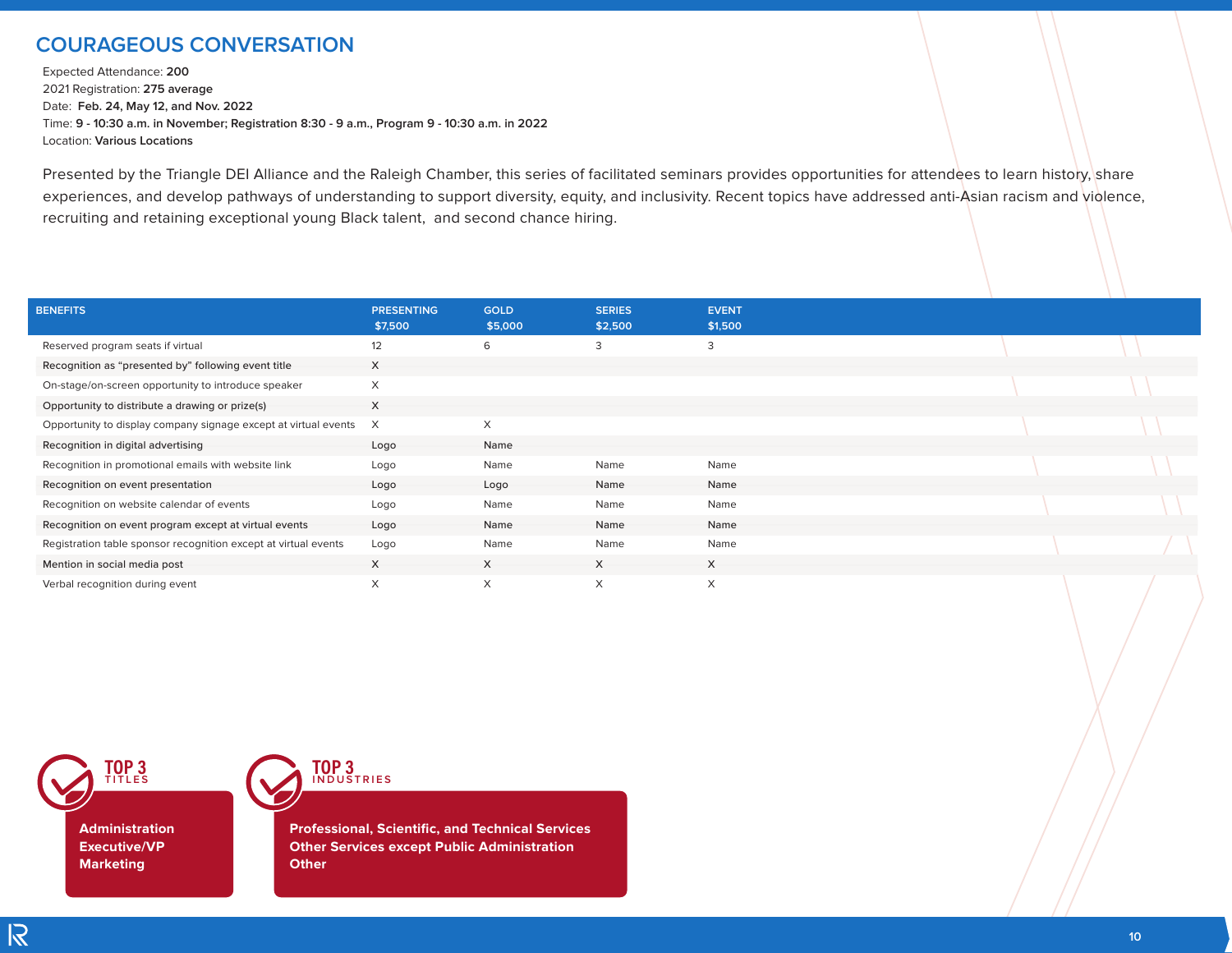# COURAGEOUS CONVERSATION

Expected Attendance: **200**
2021 Registration: **275 average**
Date: **Feb. 24, May 12, and Nov. 2022**
Time: **9 - 10:30 a.m. in November; Registration 8:30 - 9 a.m., Program 9 - 10:30 a.m. in 2022**
Location: **Various Locations**

Presented by the Triangle DEI Alliance and the Raleigh Chamber, this series of facilitated seminars provides opportunities for attendees to learn history, share experiences, and develop pathways of understanding to support diversity, equity, and inclusivity. Recent topics have addressed anti-Asian racism and violence, recruiting and retaining exceptional young Black talent, and second chance hiring.

| BENEFITS | PRESENTING $7,500 | GOLD $5,000 | SERIES $2,500 | EVENT $1,500 |
|---|---|---|---|---|
| Reserved program seats if virtual | 12 | 6 | 3 | 3 |
| Recognition as "presented by" following event title | X | | | |
| On-stage/on-screen opportunity to introduce speaker | X | | | |
| Opportunity to distribute a drawing or prize(s) | X | | | |
| Opportunity to display company signage except at virtual events | X | X | | |
| Recognition in digital advertising | Logo | Name | | |
| Recognition in promotional emails with website link | Logo | Name | Name | Name |
| Recognition on event presentation | Logo | Logo | Name | Name |
| Recognition on website calendar of events | Logo | Name | Name | Name |
| Recognition on event program except at virtual events | Logo | Name | Name | Name |
| Registration table sponsor recognition except at virtual events | Logo | Name | Name | Name |
| Mention in social media post | X | X | X | X |
| Verbal recognition during event | X | X | X | X |

**TOP 3 TITLES**

**Administration**
**Executive/VP**
**Marketing**

**TOP 3 INDUSTRIES**

**Professional, Scientific, and Technical Services**
**Other Services except Public Administration**
**Other**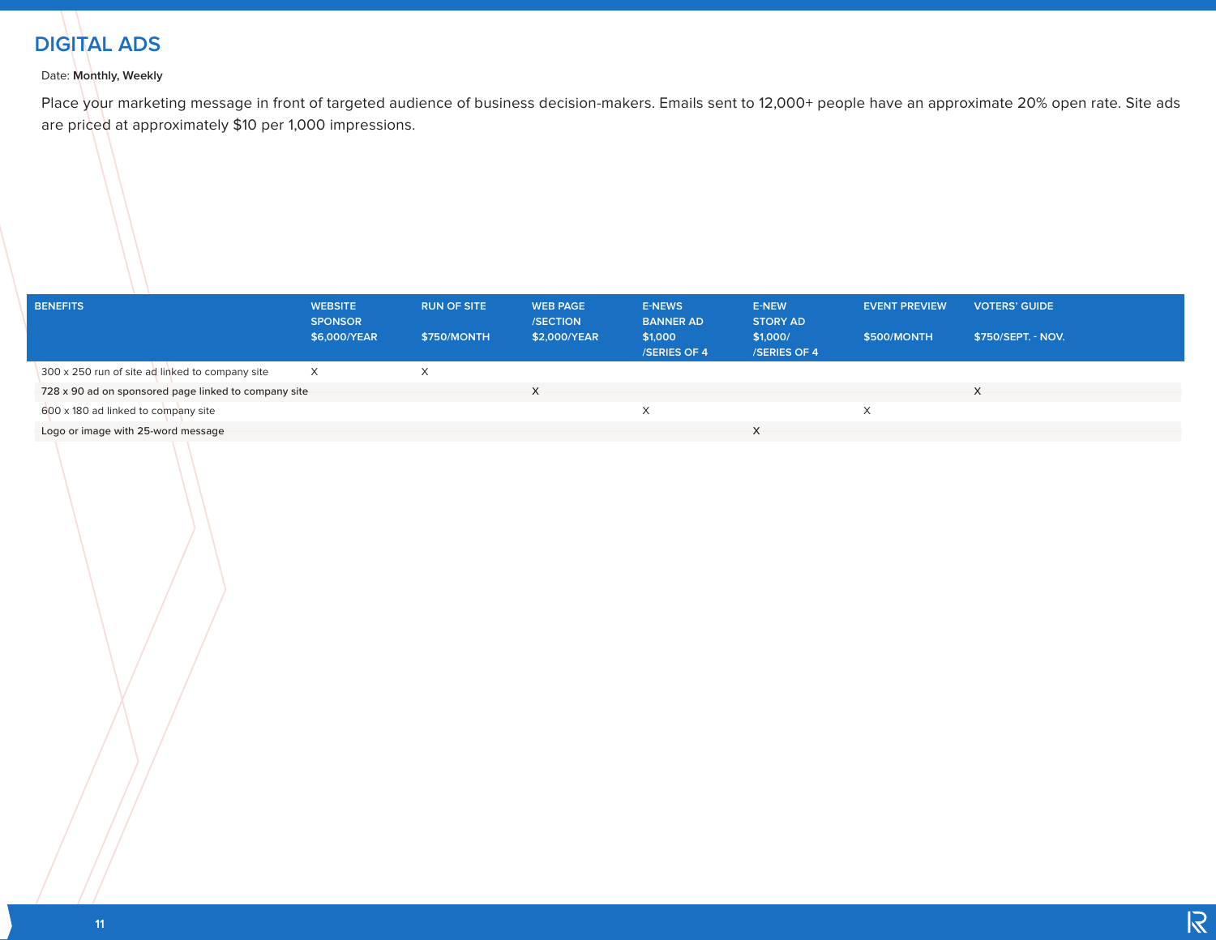# DIGITAL ADS

Date: **Monthly, Weekly**

Place your marketing message in front of targeted audience of business decision-makers. Emails sent to 12,000+ people have an approximate 20% open rate. Site ads are priced at approximately $10 per 1,000 impressions.

| BENEFITS | WEBSITE SPONSOR $6,000/YEAR | RUN OF SITE $750/MONTH | WEB PAGE /SECTION $2,000/YEAR | E-NEWS BANNER AD $1,000 /SERIES OF 4 | E-NEW STORY AD $1,000/ /SERIES OF 4 | EVENT PREVIEW $500/MONTH | VOTERS' GUIDE $750/SEPT. - NOV. |
|---|---|---|---|---|---|---|---|
| 300 x 250 run of site ad linked to company site | X | X | | | | | |
| 728 x 90 ad on sponsored page linked to company site | | | X | | | | X |
| 600 x 180 ad linked to company site | | | | X | | X | |
| Logo or image with 25-word message | | | | | X | | |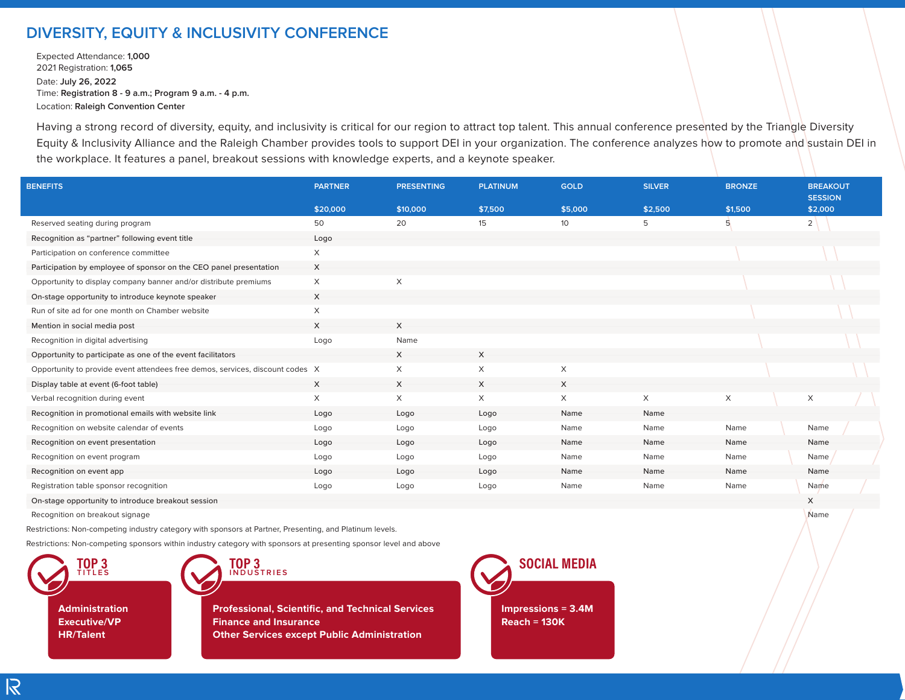# DIVERSITY, EQUITY & INCLUSIVITY CONFERENCE

Expected Attendance: **1,000**
2021 Registration: **1,065**
Date: **July 26, 2022**
Time: **Registration 8 - 9 a.m.; Program 9 a.m. - 4 p.m.**
Location: **Raleigh Convention Center**

Having a strong record of diversity, equity, and inclusivity is critical for our region to attract top talent. This annual conference presented by the Triangle Diversity Equity & Inclusivity Alliance and the Raleigh Chamber provides tools to support DEI in your organization. The conference analyzes how to promote and sustain DEI in the workplace. It features a panel, breakout sessions with knowledge experts, and a keynote speaker.

| BENEFITS | PARTNER $20,000 | PRESENTING $10,000 | PLATINUM $7,500 | GOLD $5,000 | SILVER $2,500 | BRONZE $1,500 | BREAKOUT SESSION $2,000 |
|---|---|---|---|---|---|---|---|
| Reserved seating during program | 50 | 20 | 15 | 10 | 5 | 5 | 2 |
| Recognition as "partner" following event title | Logo | | | | | | |
| Participation on conference committee | X | | | | | | |
| Participation by employee of sponsor on the CEO panel presentation | X | | | | | | |
| Opportunity to display company banner and/or distribute premiums | X | X | | | | | |
| On-stage opportunity to introduce keynote speaker | X | | | | | | |
| Run of site ad for one month on Chamber website | X | | | | | | |
| Mention in social media post | X | X | | | | | |
| Recognition in digital advertising | Logo | Name | | | | | |
| Opportunity to participate as one of the event facilitators | | X | X | | | | |
| Opportunity to provide event attendees free demos, services, discount codes | X | X | X | X | | | |
| Display table at event (6-foot table) | X | X | X | X | | | |
| Verbal recognition during event | X | X | X | X | X | X | X |
| Recognition in promotional emails with website link | Logo | Logo | Logo | Name | Name | | |
| Recognition on website calendar of events | Logo | Logo | Logo | Name | Name | Name | Name |
| Recognition on event presentation | Logo | Logo | Logo | Name | Name | Name | Name |
| Recognition on event program | Logo | Logo | Logo | Name | Name | Name | Name |
| Recognition on event app | Logo | Logo | Logo | Name | Name | Name | Name |
| Registration table sponsor recognition | Logo | Logo | Logo | Name | Name | Name | Name |
| On-stage opportunity to introduce breakout session | | | | | | | X |
| Recognition on breakout signage | | | | | | | Name |

Restrictions: Non-competing industry category with sponsors at Partner, Presenting, and Platinum levels.

Restrictions: Non-competing sponsors within industry category with sponsors at presenting sponsor level and above

**TOP 3 TITLES**

- Administration
- Executive/VP
- HR/Talent

**TOP 3 INDUSTRIES**

- Professional, Scientific, and Technical Services
- Finance and Insurance
- Other Services except Public Administration

**SOCIAL MEDIA**

- Impressions = 3.4M
- Reach = 130K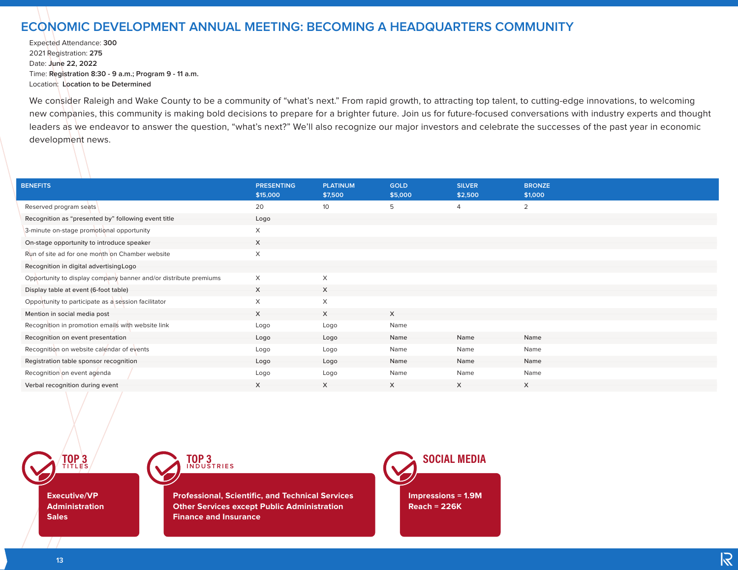# ECONOMIC DEVELOPMENT ANNUAL MEETING: BECOMING A HEADQUARTERS COMMUNITY

Expected Attendance: **300**
2021 Registration: **275**
Date: **June 22, 2022**
Time: **Registration 8:30 - 9 a.m.; Program 9 - 11 a.m.**
Location: **Location to be Determined**

We consider Raleigh and Wake County to be a community of "what's next." From rapid growth, to attracting top talent, to cutting-edge innovations, to welcoming new companies, this community is making bold decisions to prepare for a brighter future. Join us for future-focused conversations with industry experts and thought leaders as we endeavor to answer the question, "what's next?" We'll also recognize our major investors and celebrate the successes of the past year in economic development news.

| BENEFITS | PRESENTING $15,000 | PLATINUM $7,500 | GOLD $5,000 | SILVER $2,500 | BRONZE $1,000 |
|---|---|---|---|---|---|
| Reserved program seats | 20 | 10 | 5 | 4 | 2 |
| Recognition as "presented by" following event title | Logo | | | | |
| 3-minute on-stage promotional opportunity | X | | | | |
| On-stage opportunity to introduce speaker | X | | | | |
| Run of site ad for one month on Chamber website | X | | | | |
| Recognition in digital advertisingLogo | | | | | |
| Opportunity to display company banner and/or distribute premiums | X | X | | | |
| Display table at event (6-foot table) | X | X | | | |
| Opportunity to participate as a session facilitator | X | X | | | |
| Mention in social media post | X | X | X | | |
| Recognition in promotion emails with website link | Logo | Logo | Name | | |
| Recognition on event presentation | Logo | Logo | Name | Name | Name |
| Recognition on website calendar of events | Logo | Logo | Name | Name | Name |
| Registration table sponsor recognition | Logo | Logo | Name | Name | Name |
| Recognition on event agenda | Logo | Logo | Name | Name | Name |
| Verbal recognition during event | X | X | X | X | X |

**TOP 3 TITLES**

**Executive/VP**
**Administration**
**Sales**

**TOP 3 INDUSTRIES**

**Professional, Scientific, and Technical Services**
**Other Services except Public Administration**
**Finance and Insurance**

**SOCIAL MEDIA**

**Impressions = 1.9M**
**Reach = 226K**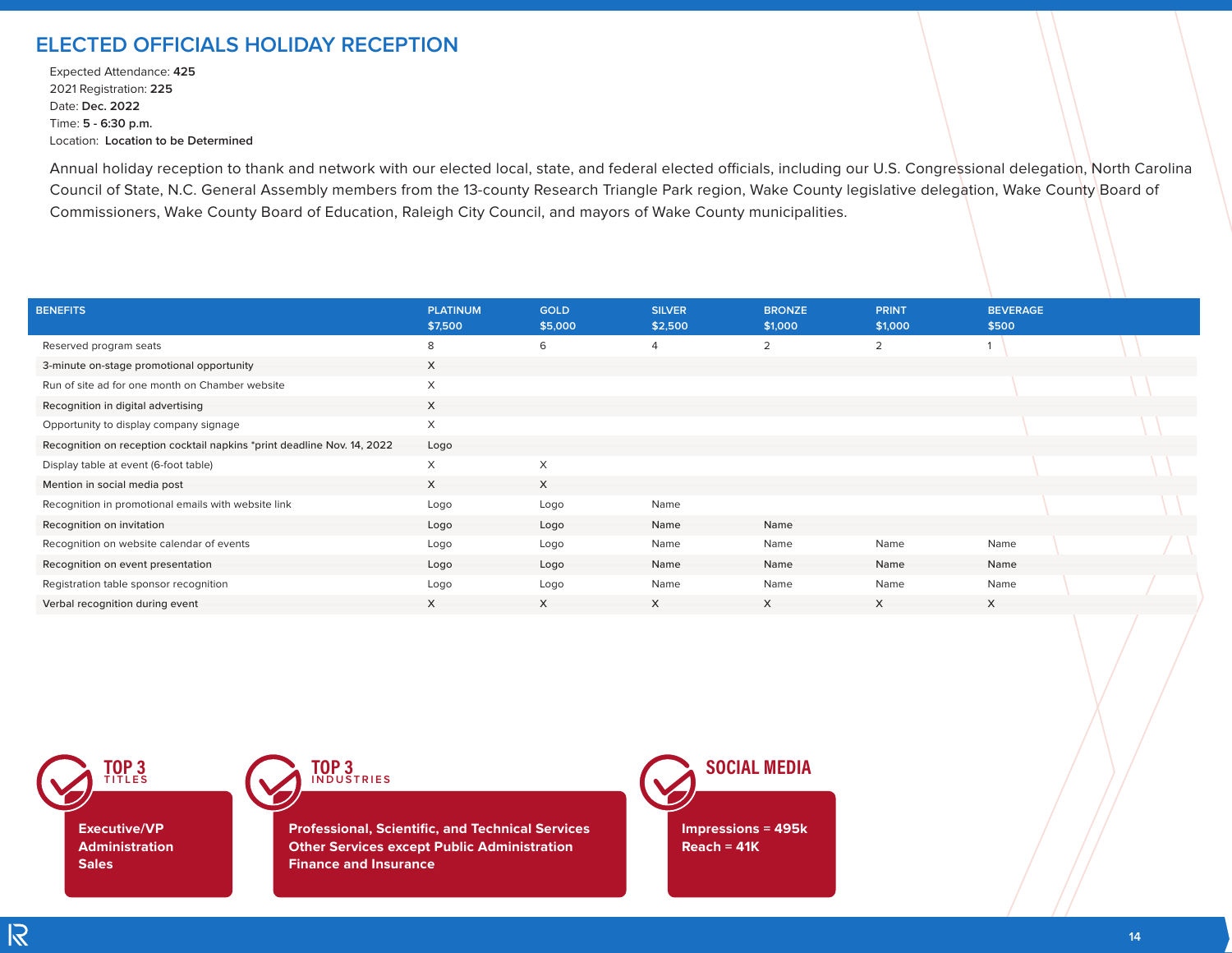# ELECTED OFFICIALS HOLIDAY RECEPTION

Expected Attendance: **425**
2021 Registration: **225**
Date: **Dec. 2022**
Time: **5 - 6:30 p.m.**
Location: **Location to be Determined**

Annual holiday reception to thank and network with our elected local, state, and federal elected officials, including our U.S. Congressional delegation, North Carolina Council of State, N.C. General Assembly members from the 13-county Research Triangle Park region, Wake County legislative delegation, Wake County Board of Commissioners, Wake County Board of Education, Raleigh City Council, and mayors of Wake County municipalities.

| BENEFITS | PLATINUM $7,500 | GOLD $5,000 | SILVER $2,500 | BRONZE $1,000 | PRINT $1,000 | BEVERAGE $500 |
|---|---|---|---|---|---|---|
| Reserved program seats | 8 | 6 | 4 | 2 | 2 | 1 |
| 3-minute on-stage promotional opportunity | X | | | | | |
| Run of site ad for one month on Chamber website | X | | | | | |
| Recognition in digital advertising | X | | | | | |
| Opportunity to display company signage | X | | | | | |
| Recognition on reception cocktail napkins *print deadline Nov. 14, 2022 | Logo | | | | | |
| Display table at event (6-foot table) | X | X | | | | |
| Mention in social media post | X | X | | | | |
| Recognition in promotional emails with website link | Logo | Logo | Name | | | |
| Recognition on invitation | Logo | Logo | Name | Name | | |
| Recognition on website calendar of events | Logo | Logo | Name | Name | Name | Name |
| Recognition on event presentation | Logo | Logo | Name | Name | Name | Name |
| Registration table sponsor recognition | Logo | Logo | Name | Name | Name | Name |
| Verbal recognition during event | X | X | X | X | X | X |

**TOP 3 TITLES**

**Executive/VP**
**Administration**
**Sales**

**TOP 3 INDUSTRIES**

**Professional, Scientific, and Technical Services**
**Other Services except Public Administration**
**Finance and Insurance**

**SOCIAL MEDIA**

**Impressions = 495k**
**Reach = 41K**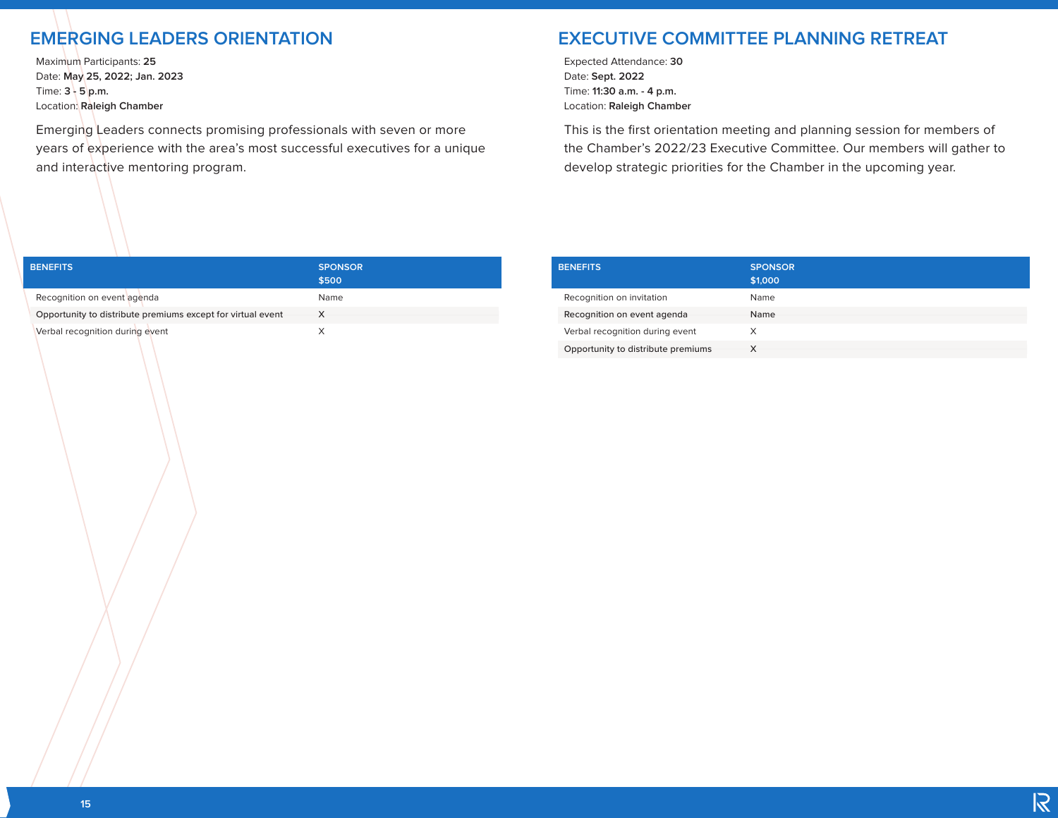## EMERGING LEADERS ORIENTATION

Maximum Participants: **25**
Date: **May 25, 2022; Jan. 2023**
Time: **3 - 5 p.m.**
Location: **Raleigh Chamber**

Emerging Leaders connects promising professionals with seven or more years of experience with the area's most successful executives for a unique and interactive mentoring program.

| BENEFITS | SPONSOR $500 |
|---|---|
| Recognition on event agenda | Name |
| Opportunity to distribute premiums except for virtual event | X |
| Verbal recognition during event | X |

## EXECUTIVE COMMITTEE PLANNING RETREAT

Expected Attendance: **30**
Date: **Sept. 2022**
Time: **11:30 a.m. - 4 p.m.**
Location: **Raleigh Chamber**

This is the first orientation meeting and planning session for members of the Chamber's 2022/23 Executive Committee. Our members will gather to develop strategic priorities for the Chamber in the upcoming year.

| BENEFITS | SPONSOR $1,000 |
|---|---|
| Recognition on invitation | Name |
| Recognition on event agenda | Name |
| Verbal recognition during event | X |
| Opportunity to distribute premiums | X |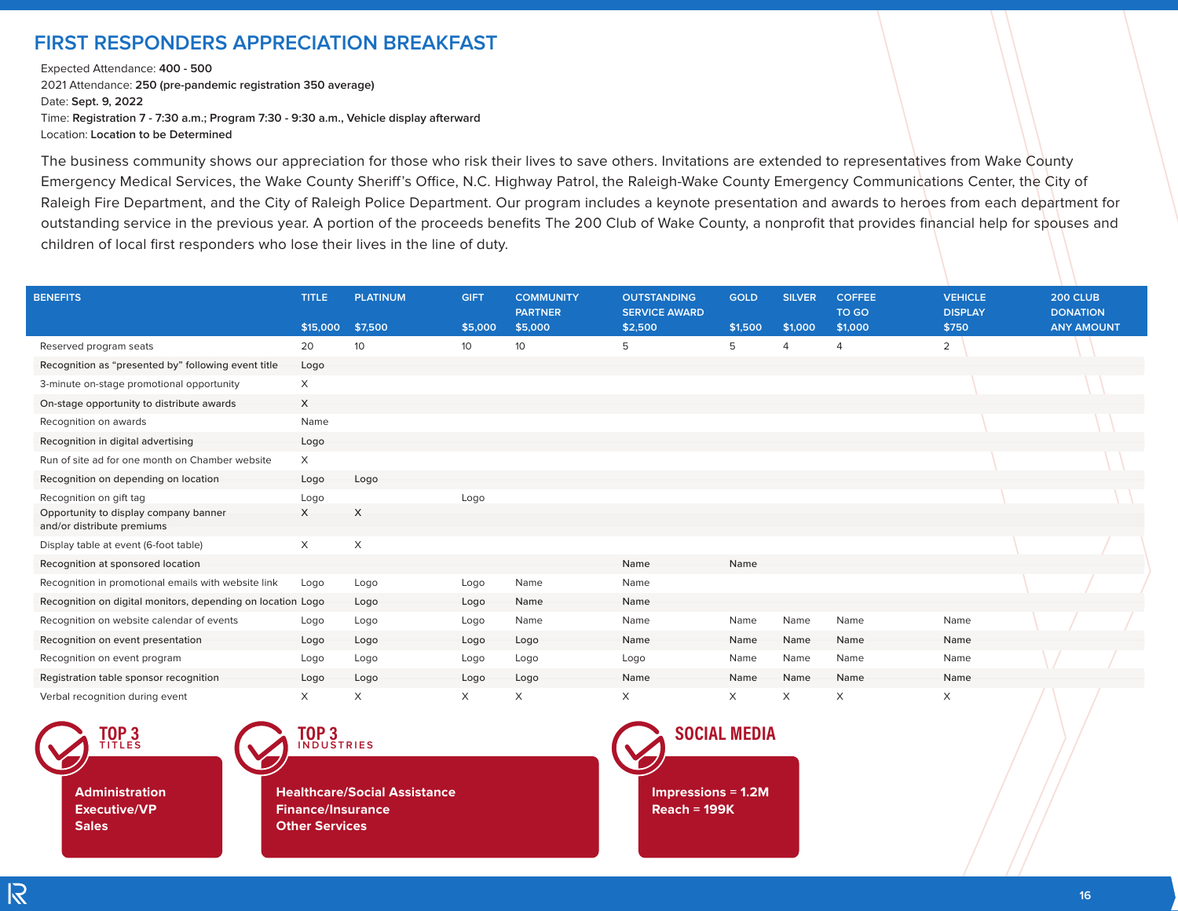# FIRST RESPONDERS APPRECIATION BREAKFAST

Expected Attendance: **400 - 500**
2021 Attendance: **250 (pre-pandemic registration 350 average)**
Date: **Sept. 9, 2022**
Time: **Registration 7 - 7:30 a.m.; Program 7:30 - 9:30 a.m., Vehicle display afterward**
Location: **Location to be Determined**

The business community shows our appreciation for those who risk their lives to save others. Invitations are extended to representatives from Wake County Emergency Medical Services, the Wake County Sheriff's Office, N.C. Highway Patrol, the Raleigh-Wake County Emergency Communications Center, the City of Raleigh Fire Department, and the City of Raleigh Police Department. Our program includes a keynote presentation and awards to heroes from each department for outstanding service in the previous year. A portion of the proceeds benefits The 200 Club of Wake County, a nonprofit that provides financial help for spouses and children of local first responders who lose their lives in the line of duty.

| BENEFITS | TITLE $15,000 | PLATINUM $7,500 | GIFT $5,000 | COMMUNITY PARTNER $5,000 | OUTSTANDING SERVICE AWARD $2,500 | GOLD $1,500 | SILVER $1,000 | COFFEE TO GO $1,000 | VEHICLE DISPLAY $750 | 200 CLUB DONATION ANY AMOUNT |
|---|---|---|---|---|---|---|---|---|---|---|
| Reserved program seats | 20 | 10 | 10 | 10 | 5 | 5 | 4 | 4 | 2 | |
| Recognition as "presented by" following event title | Logo | | | | | | | | | |
| 3-minute on-stage promotional opportunity | X | | | | | | | | | |
| On-stage opportunity to distribute awards | X | | | | | | | | | |
| Recognition on awards | Name | | | | | | | | | |
| Recognition in digital advertising | Logo | | | | | | | | | |
| Run of site ad for one month on Chamber website | X | | | | | | | | | |
| Recognition on depending on location | Logo | Logo | | | | | | | | |
| Recognition on gift tag | Logo | | Logo | | | | | | | |
| Opportunity to display company banner and/or distribute premiums | X | X | | | | | | | | |
| Display table at event (6-foot table) | X | X | | | | | | | | |
| Recognition at sponsored location | | | | | Name | Name | | | | |
| Recognition in promotional emails with website link | Logo | Logo | Logo | Name | Name | | | | | |
| Recognition on digital monitors, depending on location | Logo | Logo | Logo | Name | Name | | | | | |
| Recognition on website calendar of events | Logo | Logo | Logo | Name | Name | Name | Name | Name | Name | |
| Recognition on event presentation | Logo | Logo | Logo | Logo | Name | Name | Name | Name | Name | |
| Recognition on event program | Logo | Logo | Logo | Logo | Logo | Name | Name | Name | Name | |
| Registration table sponsor recognition | Logo | Logo | Logo | Logo | Name | Name | Name | Name | Name | |
| Verbal recognition during event | X | X | X | X | X | X | X | X | X | |

**TOP 3 TITLES**

- Administration
- Executive/VP
- Sales

**TOP 3 INDUSTRIES**

- Healthcare/Social Assistance
- Finance/Insurance
- Other Services

**SOCIAL MEDIA**

Impressions = 1.2M
Reach = 199K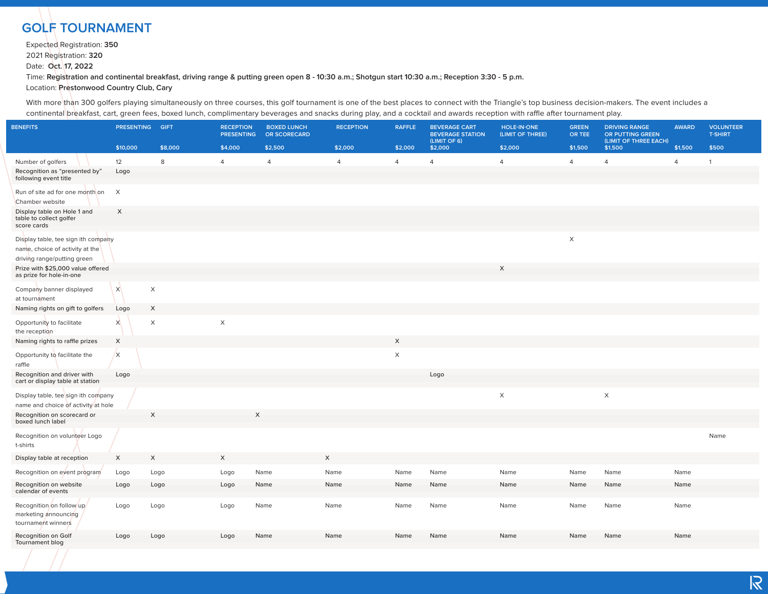## GOLF TOURNAMENT

Expected Registration: **350**
2021 Registration: **320**
Date: **Oct. 17, 2022**
Time: **Registration and continental breakfast, driving range & putting green open 8 - 10:30 a.m.; Shotgun start 10:30 a.m.; Reception 3:30 - 5 p.m.**
Location: **Prestonwood Country Club, Cary**

With more than 300 golfers playing simultaneously on three courses, this golf tournament is one of the best places to connect with the Triangle's top business decision-makers. The event includes a continental breakfast, cart, green fees, boxed lunch, complimentary beverages and snacks during play, and a cocktail and awards reception with raffle after tournament play.

| BENEFITS | PRESENTING $10,000 | GIFT $8,000 | RECEPTION PRESENTING $4,000 | BOXED LUNCH OR SCORECARD $2,500 | RECEPTION $2,000 | RAFFLE $2,000 | BEVERAGE CART BEVERAGE STATION (LIMIT OF 6) $2,000 | HOLE-IN-ONE (LIMIT OF THREE) $2,000 | GREEN OR TEE $1,500 | DRIVING RANGE OR PUTTING GREEN (LIMIT OF THREE EACH) $1,500 | AWARD $1,500 | VOLUNTEER T-SHIRT $500 |
|---|---|---|---|---|---|---|---|---|---|---|---|---|
| Number of golfers | 12 | 8 | 4 | 4 | 4 | 4 | 4 | 4 | 4 | 4 | 4 | 1 |
| Recognition as "presented by" following event title | Logo | | | | | | | | | | | |
| Run of site ad for one month on Chamber website | X | | | | | | | | | | | |
| Display table on Hole 1 and table to collect golfer score cards | X | | | | | | | | | | | |
| Display table, tee sign ith company name, choice of activity at the driving range/putting green | | | | | | | | | X | | | |
| Prize with $25,000 value offered as prize for hole-in-one | | | | | | | | X | | | | |
| Company banner displayed at tournament | X | X | | | | | | | | | | |
| Naming rights on gift to golfers | Logo | X | | | | | | | | | | |
| Opportunity to facilitate the reception | X | X | X | | | | | | | | | |
| Naming rights to raffle prizes | X | | | | | X | | | | | | |
| Opportunity to facilitate the raffle | X | | | | | X | | | | | | |
| Recognition and driver with cart or display table at station | Logo | | | | | | Logo | | | | | |
| Display table, tee sign ith company name and choice of activity at hole | | | | | | | | X | | X | | |
| Recognition on scorecard or boxed lunch label | | X | | X | | | | | | | | |
| Recognition on volunteer Logo t-shirts | | | | | | | | | | | | Name |
| Display table at reception | X | X | X | | X | | | | | | | |
| Recognition on event program | Logo | Logo | Logo | Name | Name | Name | Name | Name | Name | Name | Name | |
| Recognition on website calendar of events | Logo | Logo | Logo | Name | Name | Name | Name | Name | Name | Name | Name | |
| Recognition on follow up marketing announcing tournament winners | Logo | Logo | Logo | Name | Name | Name | Name | Name | Name | Name | Name | |
| Recognition on Golf Tournament blog | Logo | Logo | Logo | Name | Name | Name | Name | Name | Name | Name | Name | |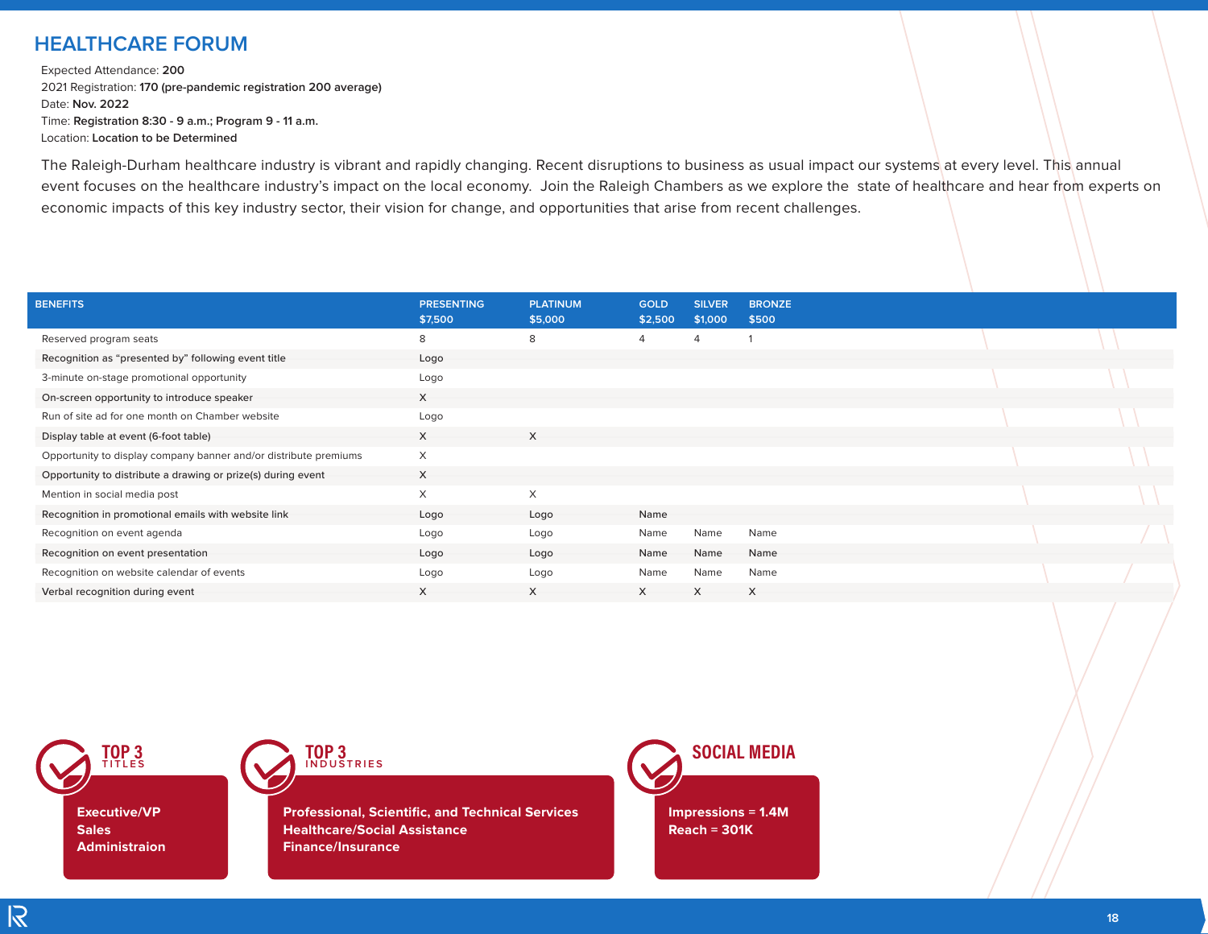# HEALTHCARE FORUM

Expected Attendance: **200**
2021 Registration: **170 (pre-pandemic registration 200 average)**
Date: **Nov. 2022**
Time: **Registration 8:30 - 9 a.m.; Program 9 - 11 a.m.**
Location: **Location to be Determined**

The Raleigh-Durham healthcare industry is vibrant and rapidly changing. Recent disruptions to business as usual impact our systems at every level. This annual event focuses on the healthcare industry's impact on the local economy. Join the Raleigh Chambers as we explore the state of healthcare and hear from experts on economic impacts of this key industry sector, their vision for change, and opportunities that arise from recent challenges.

| BENEFITS | PRESENTING $7,500 | PLATINUM $5,000 | GOLD $2,500 | SILVER $1,000 | BRONZE $500 |
|---|---|---|---|---|---|
| Reserved program seats | 8 | 8 | 4 | 4 | 1 |
| Recognition as "presented by" following event title | Logo | | | | |
| 3-minute on-stage promotional opportunity | Logo | | | | |
| On-screen opportunity to introduce speaker | X | | | | |
| Run of site ad for one month on Chamber website | Logo | | | | |
| Display table at event (6-foot table) | X | X | | | |
| Opportunity to display company banner and/or distribute premiums | X | | | | |
| Opportunity to distribute a drawing or prize(s) during event | X | | | | |
| Mention in social media post | X | X | | | |
| Recognition in promotional emails with website link | Logo | Logo | Name | | |
| Recognition on event agenda | Logo | Logo | Name | Name | Name |
| Recognition on event presentation | Logo | Logo | Name | Name | Name |
| Recognition on website calendar of events | Logo | Logo | Name | Name | Name |
| Verbal recognition during event | X | X | X | X | X |

**TOP 3 TITLES**

Executive/VP
Sales
Administraion

**TOP 3 INDUSTRIES**

Professional, Scientific, and Technical Services
Healthcare/Social Assistance
Finance/Insurance

**SOCIAL MEDIA**

Impressions = 1.4M
Reach = 301K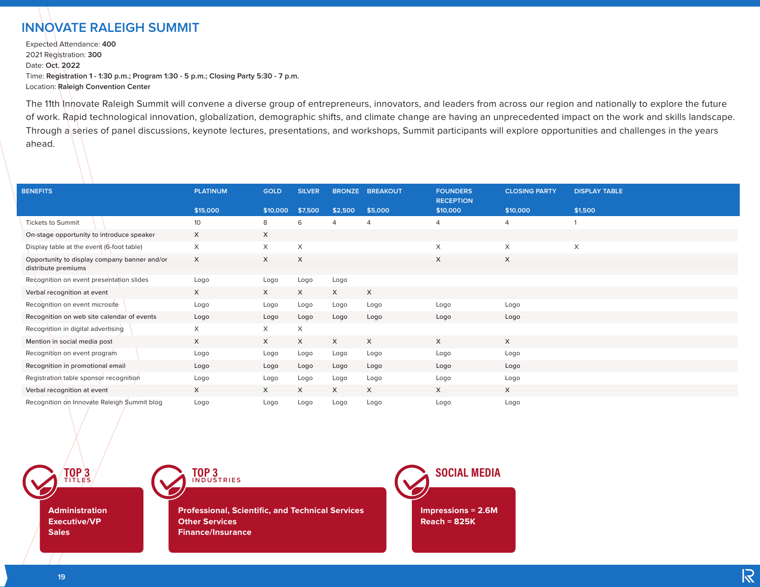# INNOVATE RALEIGH SUMMIT

Expected Attendance: **400**
2021 Registration: **300**
Date: **Oct. 2022**
Time: **Registration 1 - 1:30 p.m.; Program 1:30 - 5 p.m.; Closing Party 5:30 - 7 p.m.**
Location: **Raleigh Convention Center**

The 11th Innovate Raleigh Summit will convene a diverse group of entrepreneurs, innovators, and leaders from across our region and nationally to explore the future of work. Rapid technological innovation, globalization, demographic shifts, and climate change are having an unprecedented impact on the work and skills landscape. Through a series of panel discussions, keynote lectures, presentations, and workshops, Summit participants will explore opportunities and challenges in the years ahead.

| BENEFITS | PLATINUM $15,000 | GOLD $10,000 | SILVER $7,500 | BRONZE $2,500 | BREAKOUT $5,000 | FOUNDERS RECEPTION $10,000 | CLOSING PARTY $10,000 | DISPLAY TABLE $1,500 |
|---|---|---|---|---|---|---|---|---|
| Tickets to Summit | 10 | 8 | 6 | 4 | 4 | 4 | 4 | 1 |
| On-stage opportunity to introduce speaker | X | X | | | | | | |
| Display table at the event (6-foot table) | X | X | X | | | X | X | X |
| Opportunity to display company banner and/or distribute premiums | X | X | X | | | X | X | |
| Recognition on event presentation slides | Logo | Logo | Logo | Logo | | | | |
| Verbal recognition at event | X | X | X | X | X | | | |
| Recognition on event microsite | Logo | Logo | Logo | Logo | Logo | Logo | Logo | |
| Recognition on web site calendar of events | Logo | Logo | Logo | Logo | Logo | Logo | Logo | |
| Recognition in digital advertising | X | X | X | | | | | |
| Mention in social media post | X | X | X | X | X | X | X | |
| Recognition on event program | Logo | Logo | Logo | Logo | Logo | Logo | Logo | |
| Recognition in promotional email | Logo | Logo | Logo | Logo | Logo | Logo | Logo | |
| Registration table sponsor recognition | Logo | Logo | Logo | Logo | Logo | Logo | Logo | |
| Verbal recognition at event | X | X | X | X | X | X | X | |
| Recognition on Innovate Raleigh Summit blog | Logo | Logo | Logo | Logo | Logo | Logo | Logo | |

**TOP 3 TITLES**

- Administration
- Executive/VP
- Sales

**TOP 3 INDUSTRIES**

- Professional, Scientific, and Technical Services
- Other Services
- Finance/Insurance

**SOCIAL MEDIA**

- Impressions = 2.6M
- Reach = 825K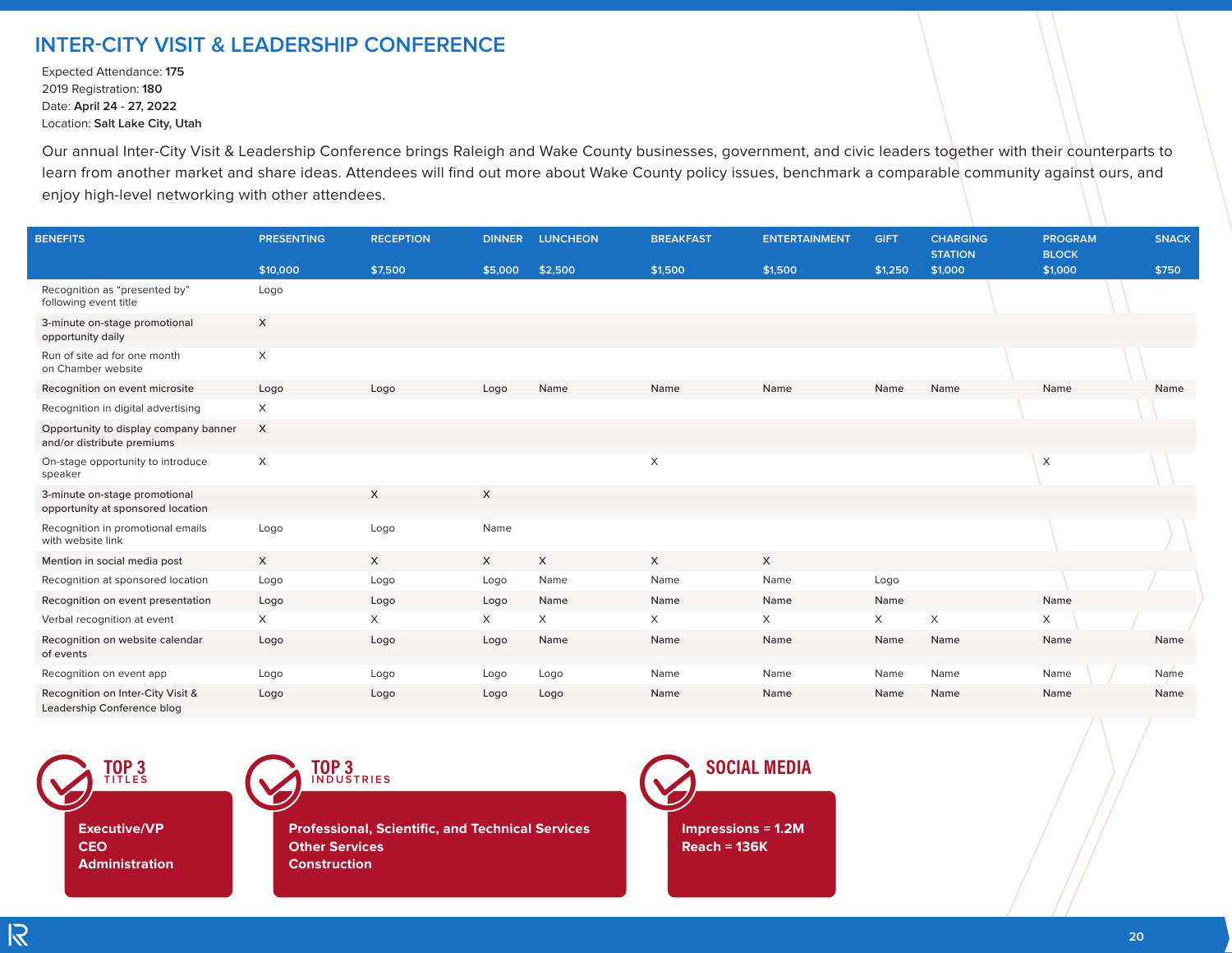# INTER-CITY VISIT & LEADERSHIP CONFERENCE

Expected Attendance: **175**
2019 Registration: **180**
Date: **April 24 - 27, 2022**
Location: **Salt Lake City, Utah**

Our annual Inter-City Visit & Leadership Conference brings Raleigh and Wake County businesses, government, and civic leaders together with their counterparts to learn from another market and share ideas. Attendees will find out more about Wake County policy issues, benchmark a comparable community against ours, and enjoy high-level networking with other attendees.

| BENEFITS | PRESENTING $10,000 | RECEPTION $7,500 | DINNER $5,000 | LUNCHEON $2,500 | BREAKFAST $1,500 | ENTERTAINMENT $1,500 | GIFT $1,250 | CHARGING STATION $1,000 | PROGRAM BLOCK $1,000 | SNACK $750 |
|---|---|---|---|---|---|---|---|---|---|---|
| Recognition as "presented by" following event title | Logo | | | | | | | | | |
| 3-minute on-stage promotional opportunity daily | X | | | | | | | | | |
| Run of site ad for one month on Chamber website | X | | | | | | | | | |
| Recognition on event microsite | Logo | Logo | Logo | Name | Name | Name | Name | Name | Name | Name |
| Recognition in digital advertising | X | | | | | | | | | |
| Opportunity to display company banner and/or distribute premiums | X | | | | | | | | | |
| On-stage opportunity to introduce speaker | X | | | | X | | | | X | |
| 3-minute on-stage promotional opportunity at sponsored location | | X | X | | | | | | | |
| Recognition in promotional emails with website link | Logo | Logo | Name | | | | | | | |
| Mention in social media post | X | X | X | X | X | X | | | | |
| Recognition at sponsored location | Logo | Logo | Logo | Name | Name | Name | Logo | | | |
| Recognition on event presentation | Logo | Logo | Logo | Name | Name | Name | Name | | Name | |
| Verbal recognition at event | X | X | X | X | X | X | X | X | X | |
| Recognition on website calendar of events | Logo | Logo | Logo | Name | Name | Name | Name | Name | Name | Name |
| Recognition on event app | Logo | Logo | Logo | Logo | Name | Name | Name | Name | Name | Name |
| Recognition on Inter-City Visit & Leadership Conference blog | Logo | Logo | Logo | Logo | Name | Name | Name | Name | Name | Name |

**TOP 3 TITLES**

**Executive/VP**
**CEO**
**Administration**

**TOP 3 INDUSTRIES**

**Professional, Scientific, and Technical Services**
**Other Services**
**Construction**

**SOCIAL MEDIA**

**Impressions = 1.2M**
**Reach = 136K**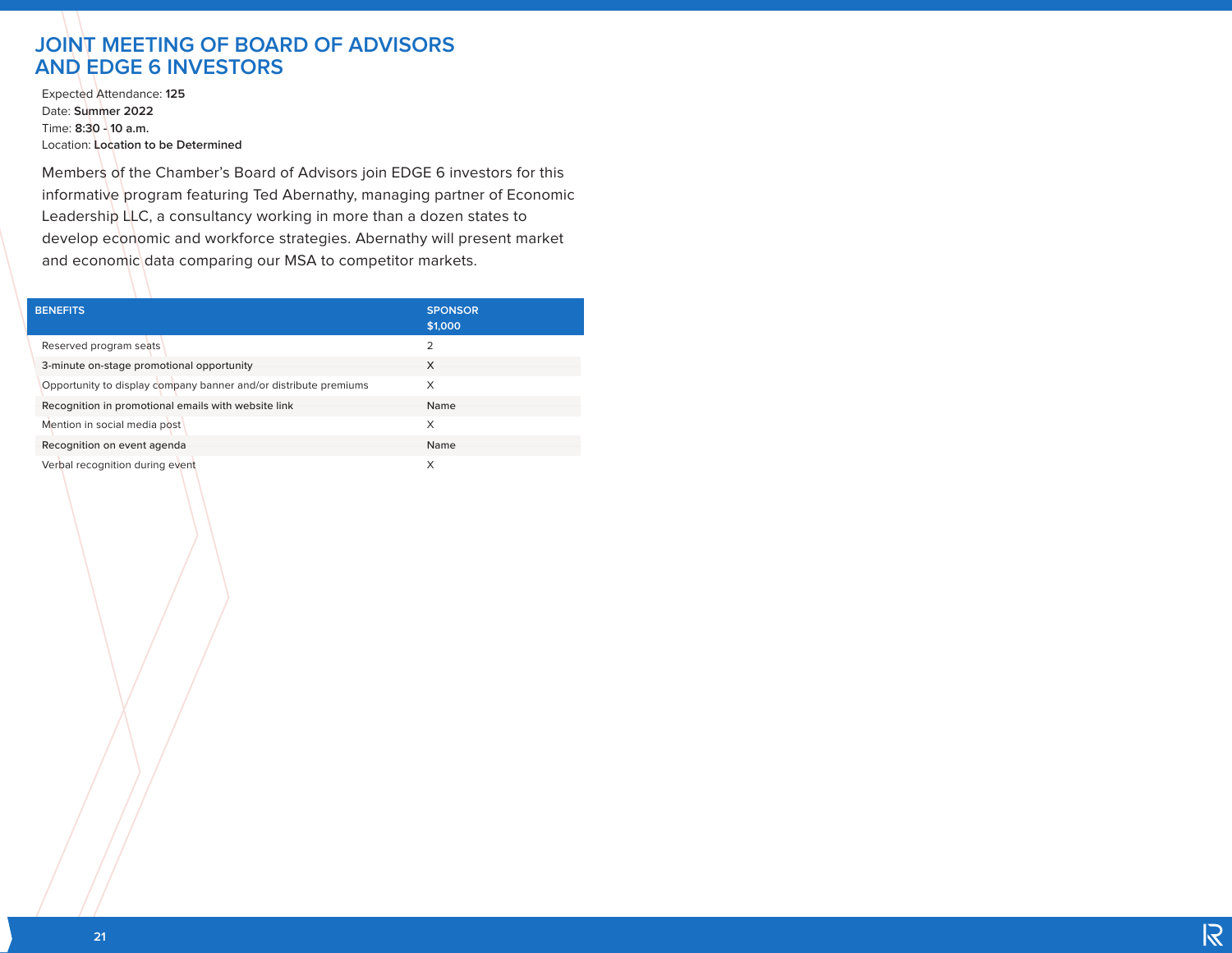# JOINT MEETING OF BOARD OF ADVISORS AND EDGE 6 INVESTORS

Expected Attendance: **125**
Date: **Summer 2022**
Time: **8:30 - 10 a.m.**
Location: **Location to be Determined**

Members of the Chamber's Board of Advisors join EDGE 6 investors for this informative program featuring Ted Abernathy, managing partner of Economic Leadership LLC, a consultancy working in more than a dozen states to develop economic and workforce strategies. Abernathy will present market and economic data comparing our MSA to competitor markets.

| BENEFITS | SPONSOR $1,000 |
|---|---|
| Reserved program seats | 2 |
| 3-minute on-stage promotional opportunity | X |
| Opportunity to display company banner and/or distribute premiums | X |
| Recognition in promotional emails with website link | Name |
| Mention in social media post | X |
| Recognition on event agenda | Name |
| Verbal recognition during event | X |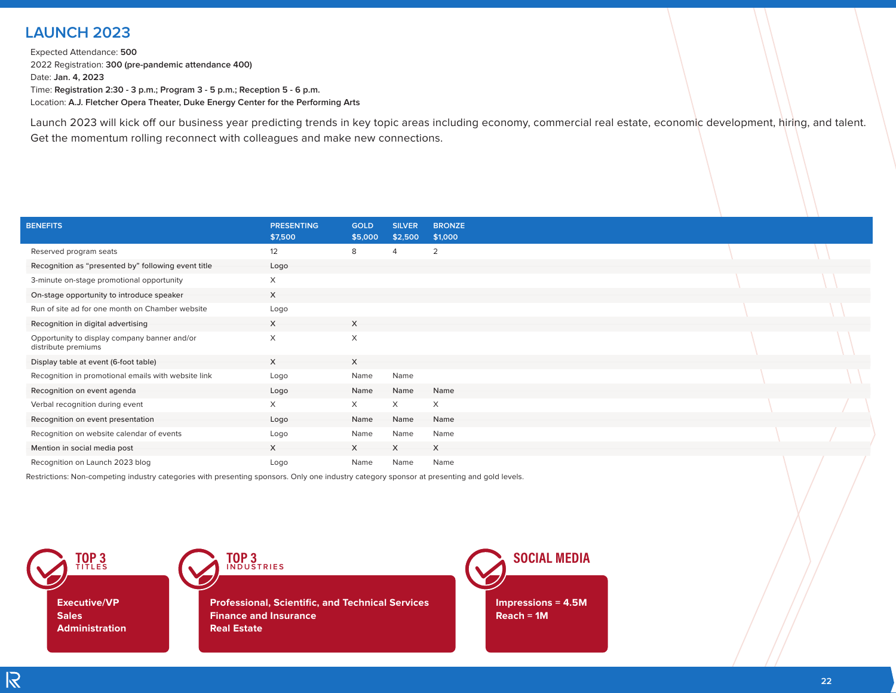# LAUNCH 2023

Expected Attendance: **500**
2022 Registration: **300 (pre-pandemic attendance 400)**
Date: **Jan. 4, 2023**
Time: **Registration 2:30 - 3 p.m.; Program 3 - 5 p.m.; Reception 5 - 6 p.m.**
Location: **A.J. Fletcher Opera Theater, Duke Energy Center for the Performing Arts**

Launch 2023 will kick off our business year predicting trends in key topic areas including economy, commercial real estate, economic development, hiring, and talent. Get the momentum rolling reconnect with colleagues and make new connections.

| BENEFITS | PRESENTING $7,500 | GOLD $5,000 | SILVER $2,500 | BRONZE $1,000 |
|---|---|---|---|---|
| Reserved program seats | 12 | 8 | 4 | 2 |
| Recognition as "presented by" following event title | Logo | | | |
| 3-minute on-stage promotional opportunity | X | | | |
| On-stage opportunity to introduce speaker | X | | | |
| Run of site ad for one month on Chamber website | Logo | | | |
| Recognition in digital advertising | X | X | | |
| Opportunity to display company banner and/or distribute premiums | X | X | | |
| Display table at event (6-foot table) | X | X | | |
| Recognition in promotional emails with website link | Logo | Name | Name | |
| Recognition on event agenda | Logo | Name | Name | Name |
| Verbal recognition during event | X | X | X | X |
| Recognition on event presentation | Logo | Name | Name | Name |
| Recognition on website calendar of events | Logo | Name | Name | Name |
| Mention in social media post | X | X | X | X |
| Recognition on Launch 2023 blog | Logo | Name | Name | Name |

Restrictions: Non-competing industry categories with presenting sponsors. Only one industry category sponsor at presenting and gold levels.

**TOP 3 TITLES**

**Executive/VP**
**Sales**
**Administration**

**TOP 3 INDUSTRIES**

**Professional, Scientific, and Technical Services**
**Finance and Insurance**
**Real Estate**

**SOCIAL MEDIA**

**Impressions = 4.5M**
**Reach = 1M**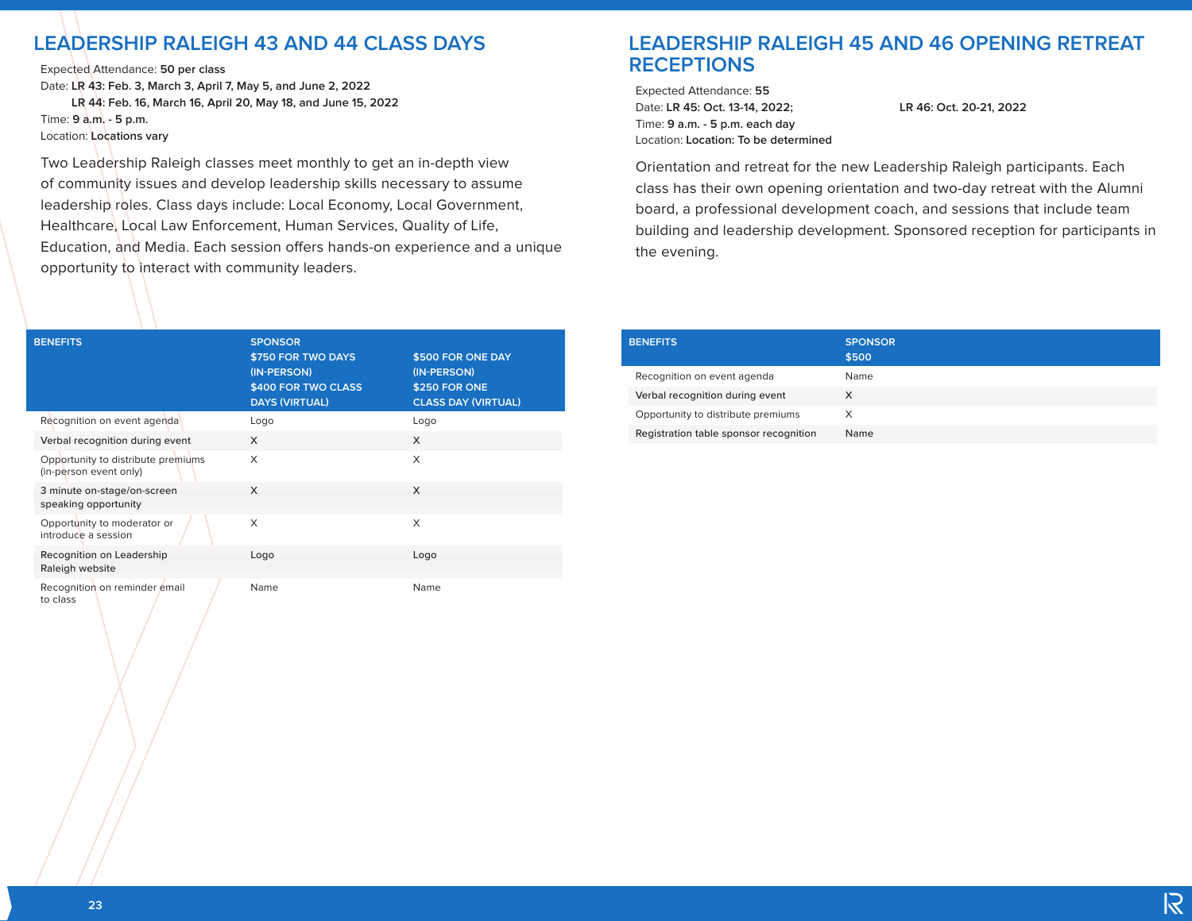## LEADERSHIP RALEIGH 43 AND 44 CLASS DAYS

Expected Attendance: **50 per class**
Date: **LR 43: Feb. 3, March 3, April 7, May 5, and June 2, 2022**
**LR 44: Feb. 16, March 16, April 20, May 18, and June 15, 2022**
Time: **9 a.m. - 5 p.m.**
Location: **Locations vary**

Two Leadership Raleigh classes meet monthly to get an in-depth view of community issues and develop leadership skills necessary to assume leadership roles. Class days include: Local Economy, Local Government, Healthcare, Local Law Enforcement, Human Services, Quality of Life, Education, and Media. Each session offers hands-on experience and a unique opportunity to interact with community leaders.

| BENEFITS | SPONSOR $750 FOR TWO DAYS (IN-PERSON) $400 FOR TWO CLASS DAYS (VIRTUAL) | $500 FOR ONE DAY (IN-PERSON) $250 FOR ONE CLASS DAY (VIRTUAL) |
|---|---|---|
| Recognition on event agenda | Logo | Logo |
| Verbal recognition during event | X | X |
| Opportunity to distribute premiums (in-person event only) | X | X |
| 3 minute on-stage/on-screen speaking opportunity | X | X |
| Opportunity to moderator or introduce a session | X | X |
| Recognition on Leadership Raleigh website | Logo | Logo |
| Recognition on reminder email to class | Name | Name |

## LEADERSHIP RALEIGH 45 AND 46 OPENING RETREAT RECEPTIONS

Expected Attendance: **55**
Date: **LR 45: Oct. 13-14, 2022;** **LR 46: Oct. 20-21, 2022**
Time: **9 a.m. - 5 p.m. each day**
Location: **Location: To be determined**

Orientation and retreat for the new Leadership Raleigh participants. Each class has their own opening orientation and two-day retreat with the Alumni board, a professional development coach, and sessions that include team building and leadership development. Sponsored reception for participants in the evening.

| BENEFITS | SPONSOR $500 |
|---|---|
| Recognition on event agenda | Name |
| Verbal recognition during event | X |
| Opportunity to distribute premiums | X |
| Registration table sponsor recognition | Name |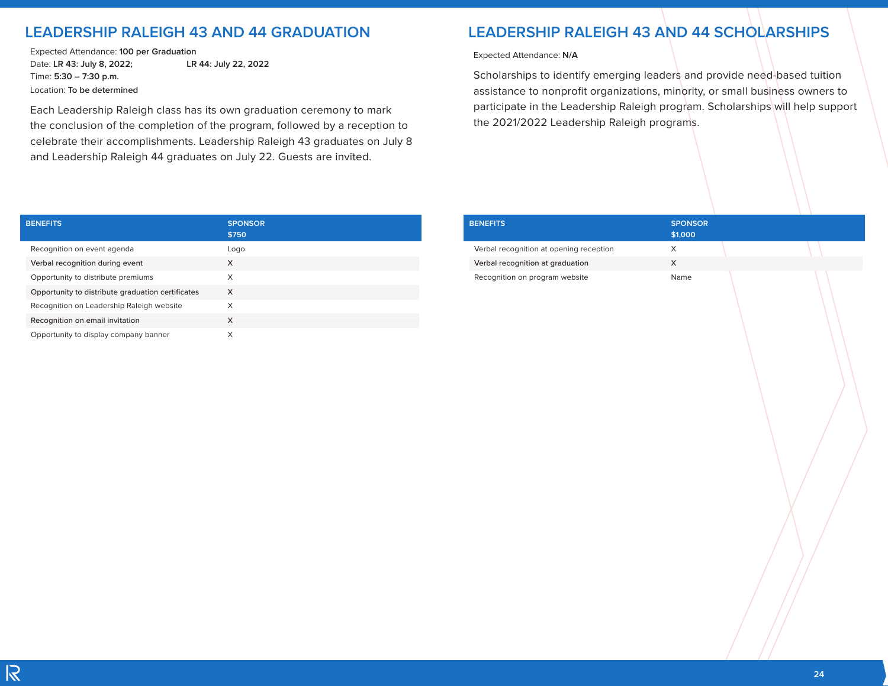## LEADERSHIP RALEIGH 43 AND 44 GRADUATION

Expected Attendance: **100 per Graduation**
Date: **LR 43: July 8, 2022; LR 44: July 22, 2022**
Time: **5:30 – 7:30 p.m.**
Location: **To be determined**

Each Leadership Raleigh class has its own graduation ceremony to mark the conclusion of the completion of the program, followed by a reception to celebrate their accomplishments. Leadership Raleigh 43 graduates on July 8 and Leadership Raleigh 44 graduates on July 22. Guests are invited.

| BENEFITS | SPONSOR $750 |
| --- | --- |
| Recognition on event agenda | Logo |
| Verbal recognition during event | X |
| Opportunity to distribute premiums | X |
| Opportunity to distribute graduation certificates | X |
| Recognition on Leadership Raleigh website | X |
| Recognition on email invitation | X |
| Opportunity to display company banner | X |

## LEADERSHIP RALEIGH 43 AND 44 SCHOLARSHIPS

Expected Attendance: **N/A**

Scholarships to identify emerging leaders and provide need-based tuition assistance to nonprofit organizations, minority, or small business owners to participate in the Leadership Raleigh program. Scholarships will help support the 2021/2022 Leadership Raleigh programs.

| BENEFITS | SPONSOR $1,000 |
| --- | --- |
| Verbal recognition at opening reception | X |
| Verbal recognition at graduation | X |
| Recognition on program website | Name |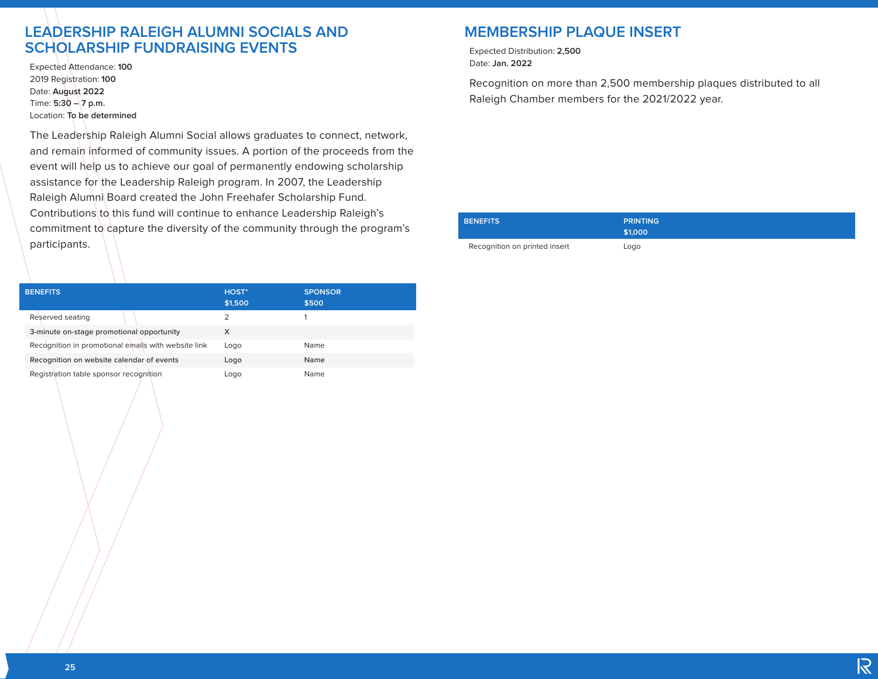## LEADERSHIP RALEIGH ALUMNI SOCIALS AND SCHOLARSHIP FUNDRAISING EVENTS

Expected Attendance: **100**
2019 Registration: **100**
Date: **August 2022**
Time: **5:30 – 7 p.m.**
Location: **To be determined**

The Leadership Raleigh Alumni Social allows graduates to connect, network, and remain informed of community issues. A portion of the proceeds from the event will help us to achieve our goal of permanently endowing scholarship assistance for the Leadership Raleigh program. In 2007, the Leadership Raleigh Alumni Board created the John Freehafer Scholarship Fund. Contributions to this fund will continue to enhance Leadership Raleigh's commitment to capture the diversity of the community through the program's participants.

| BENEFITS | HOST* $1,500 | SPONSOR $500 |
|---|---|---|
| Reserved seating | 2 | 1 |
| 3-minute on-stage promotional opportunity | X | |
| Recognition in promotional emails with website link | Logo | Name |
| Recognition on website calendar of events | Logo | Name |
| Registration table sponsor recognition | Logo | Name |

## MEMBERSHIP PLAQUE INSERT

Expected Distribution: **2,500**
Date: **Jan. 2022**

Recognition on more than 2,500 membership plaques distributed to all Raleigh Chamber members for the 2021/2022 year.

| BENEFITS | PRINTING $1,000 |
|---|---|
| Recognition on printed insert | Logo |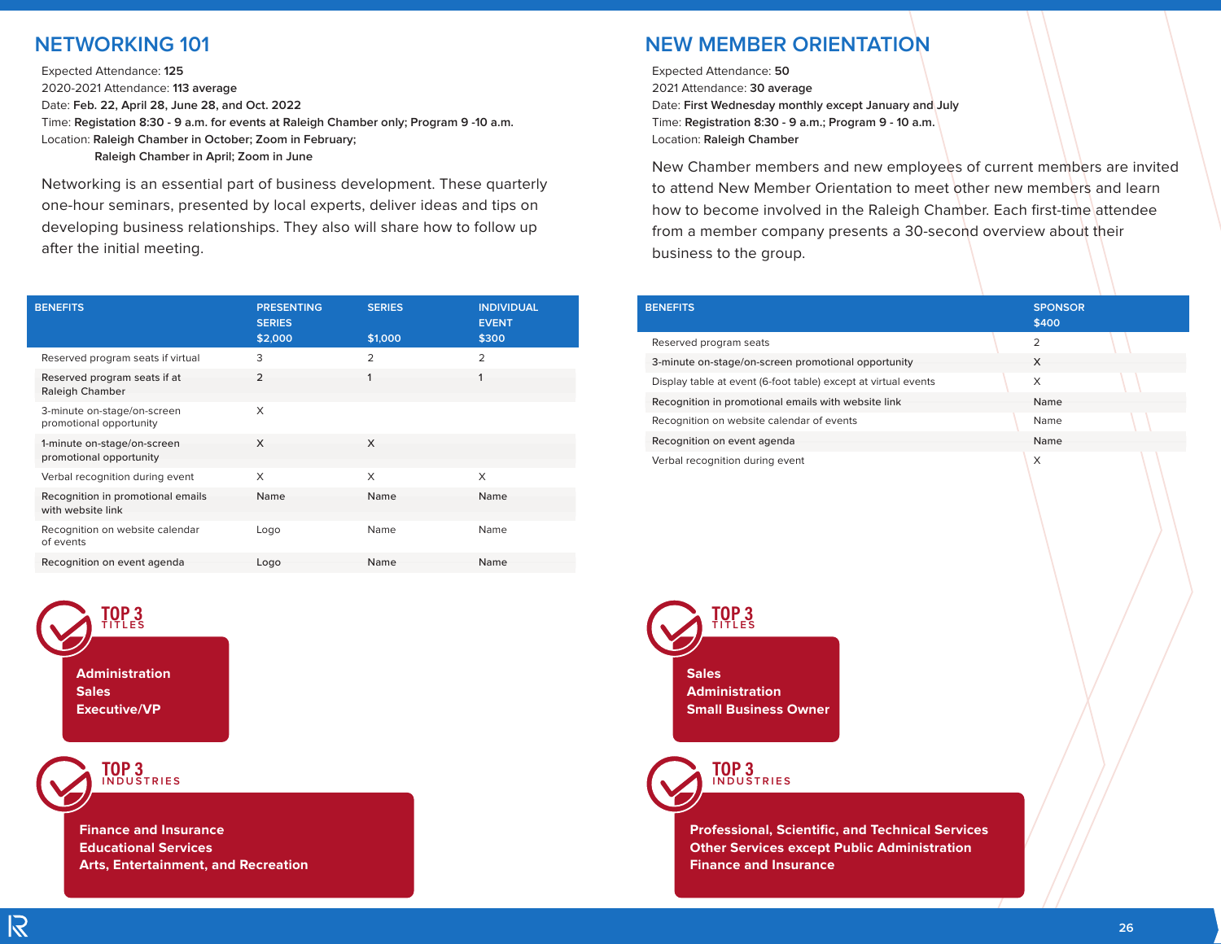## NETWORKING 101

Expected Attendance: **125**
2020-2021 Attendance: **113 average**
Date: **Feb. 22, April 28, June 28, and Oct. 2022**
Time: **Registration 8:30 - 9 a.m. for events at Raleigh Chamber only; Program 9 -10 a.m.**
Location: **Raleigh Chamber in October; Zoom in February;**
**Raleigh Chamber in April; Zoom in June**

Networking is an essential part of business development. These quarterly one-hour seminars, presented by local experts, deliver ideas and tips on developing business relationships. They also will share how to follow up after the initial meeting.

| BENEFITS | PRESENTING SERIES $2,000 | SERIES $1,000 | INDIVIDUAL EVENT $300 |
|---|---|---|---|
| Reserved program seats if virtual | 3 | 2 | 2 |
| Reserved program seats if at Raleigh Chamber | 2 | 1 | 1 |
| 3-minute on-stage/on-screen promotional opportunity | X | | |
| 1-minute on-stage/on-screen promotional opportunity | X | X | |
| Verbal recognition during event | X | X | X |
| Recognition in promotional emails with website link | Name | Name | Name |
| Recognition on website calendar of events | Logo | Name | Name |
| Recognition on event agenda | Logo | Name | Name |

**TOP 3 TITLES**

**Administration**
**Sales**
**Executive/VP**

**TOP 3 INDUSTRIES**

**Finance and Insurance**
**Educational Services**
**Arts, Entertainment, and Recreation**

## NEW MEMBER ORIENTATION

Expected Attendance: **50**
2021 Attendance: **30 average**
Date: **First Wednesday monthly except January and July**
Time: **Registration 8:30 - 9 a.m.; Program 9 - 10 a.m.**
Location: **Raleigh Chamber**

New Chamber members and new employees of current members are invited to attend New Member Orientation to meet other new members and learn how to become involved in the Raleigh Chamber. Each first-time attendee from a member company presents a 30-second overview about their business to the group.

| BENEFITS | SPONSOR $400 |
|---|---|
| Reserved program seats | 2 |
| 3-minute on-stage/on-screen promotional opportunity | X |
| Display table at event (6-foot table) except at virtual events | X |
| Recognition in promotional emails with website link | Name |
| Recognition on website calendar of events | Name |
| Recognition on event agenda | Name |
| Verbal recognition during event | X |

**TOP 3 TITLES**

**Sales**
**Administration**
**Small Business Owner**

**TOP 3 INDUSTRIES**

**Professional, Scientific, and Technical Services**
**Other Services except Public Administration**
**Finance and Insurance**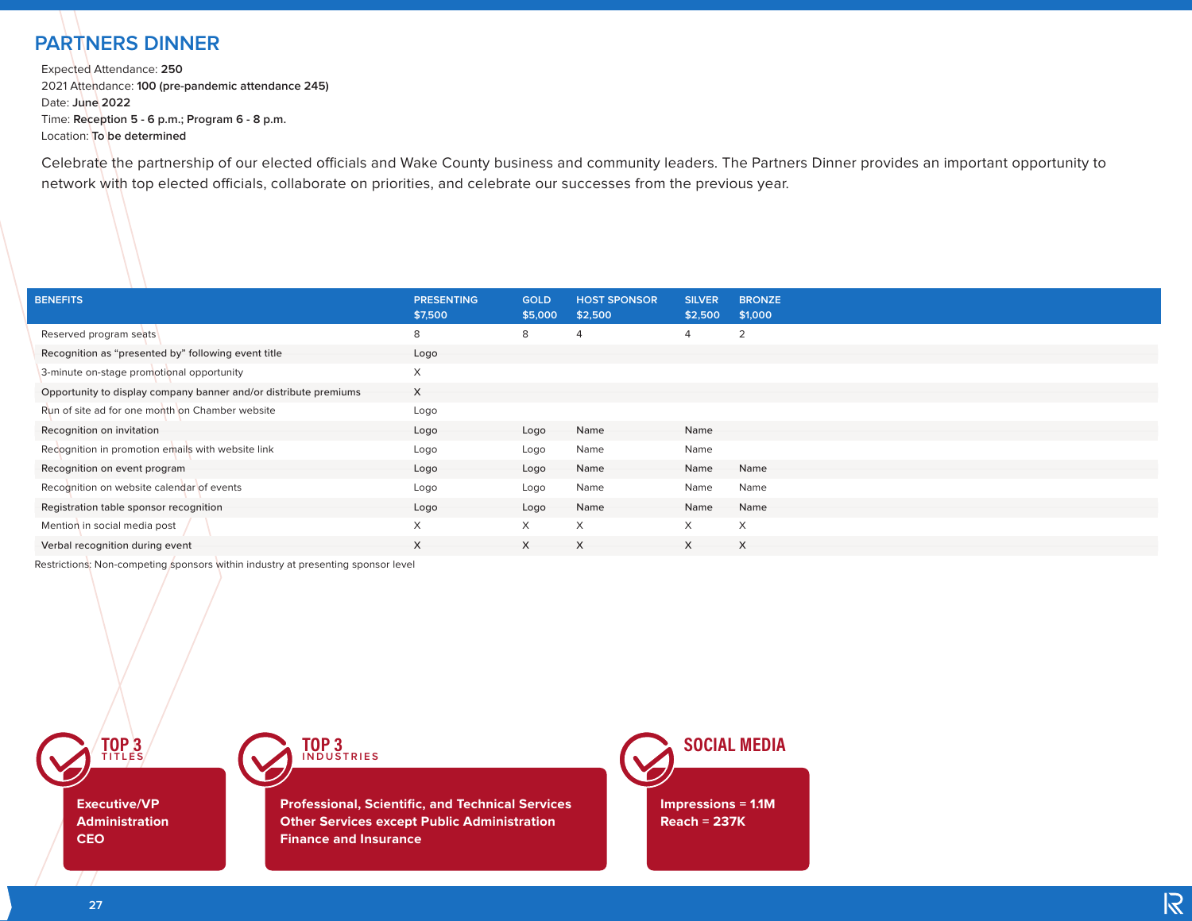## PARTNERS DINNER

Expected Attendance: **250**
2021 Attendance: **100 (pre-pandemic attendance 245)**
Date: **June 2022**
Time: **Reception 5 - 6 p.m.; Program 6 - 8 p.m.**
Location: **To be determined**

Celebrate the partnership of our elected officials and Wake County business and community leaders. The Partners Dinner provides an important opportunity to network with top elected officials, collaborate on priorities, and celebrate our successes from the previous year.

| BENEFITS | PRESENTING $7,500 | GOLD $5,000 | HOST SPONSOR $2,500 | SILVER $2,500 | BRONZE $1,000 |
|---|---|---|---|---|---|
| Reserved program seats | 8 | 8 | 4 | 4 | 2 |
| Recognition as “presented by” following event title | Logo | | | | |
| 3-minute on-stage promotional opportunity | X | | | | |
| Opportunity to display company banner and/or distribute premiums | X | | | | |
| Run of site ad for one month on Chamber website | Logo | | | | |
| Recognition on invitation | Logo | Logo | Name | Name | |
| Recognition in promotion emails with website link | Logo | Logo | Name | Name | |
| Recognition on event program | Logo | Logo | Name | Name | Name |
| Recognition on website calendar of events | Logo | Logo | Name | Name | Name |
| Registration table sponsor recognition | Logo | Logo | Name | Name | Name |
| Mention in social media post | X | X | X | X | X |
| Verbal recognition during event | X | X | X | X | X |

Restrictions: Non-competing sponsors within industry at presenting sponsor level

**TOP 3 TITLES**

**Executive/VP**
**Administration**
**CEO**

**TOP 3 INDUSTRIES**

**Professional, Scientific, and Technical Services**
**Other Services except Public Administration**
**Finance and Insurance**

**SOCIAL MEDIA**

**Impressions = 1.1M**
**Reach = 237K**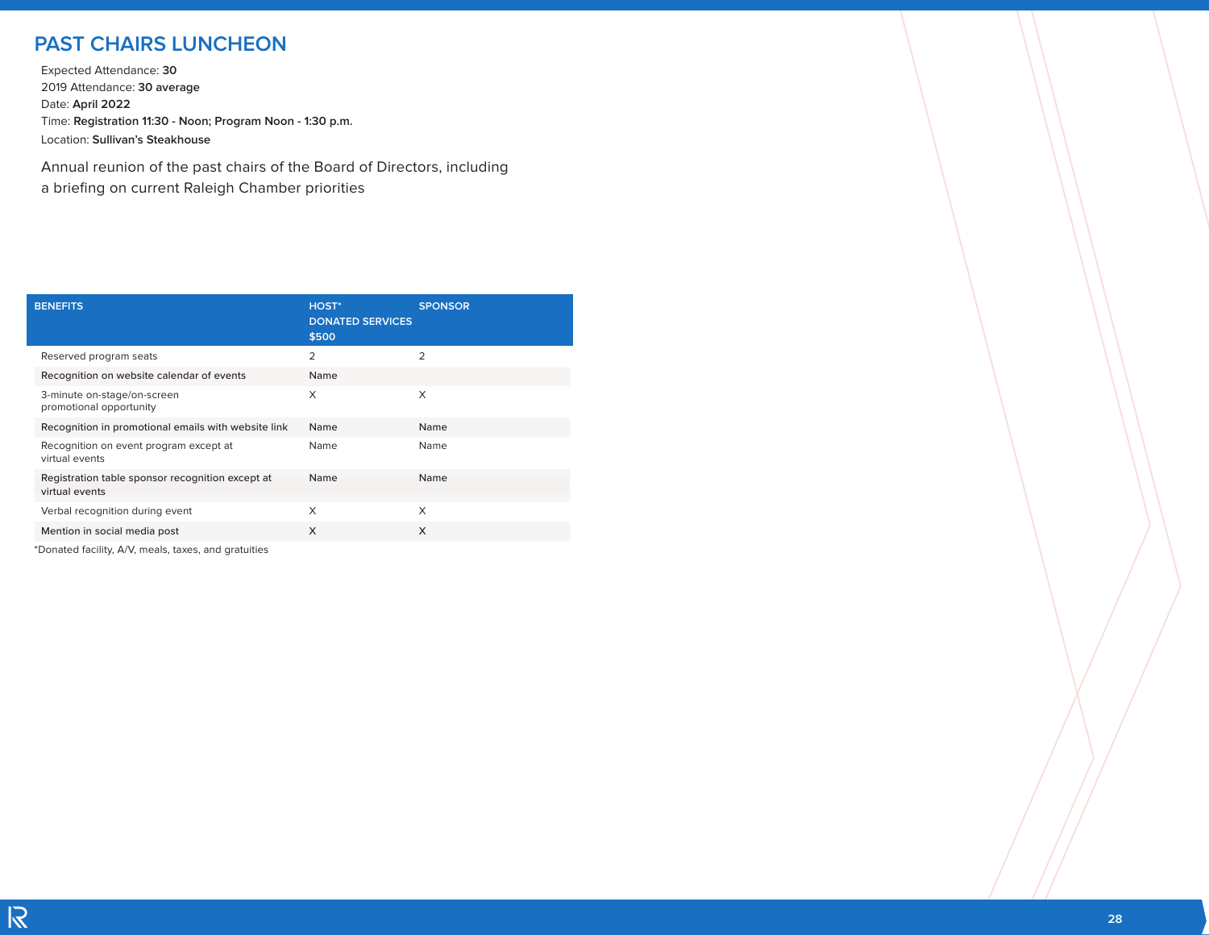# PAST CHAIRS LUNCHEON

Expected Attendance: **30**
2019 Attendance: **30 average**
Date: **April 2022**
Time: **Registration 11:30 - Noon; Program Noon - 1:30 p.m.**
Location: **Sullivan's Steakhouse**

Annual reunion of the past chairs of the Board of Directors, including a briefing on current Raleigh Chamber priorities

| BENEFITS | HOST* DONATED SERVICES $500 | SPONSOR |
|---|---|---|
| Reserved program seats | 2 | 2 |
| Recognition on website calendar of events | Name | |
| 3-minute on-stage/on-screen promotional opportunity | X | X |
| Recognition in promotional emails with website link | Name | Name |
| Recognition on event program except at virtual events | Name | Name |
| Registration table sponsor recognition except at virtual events | Name | Name |
| Verbal recognition during event | X | X |
| Mention in social media post | X | X |

*Donated facility, A/V, meals, taxes, and gratuities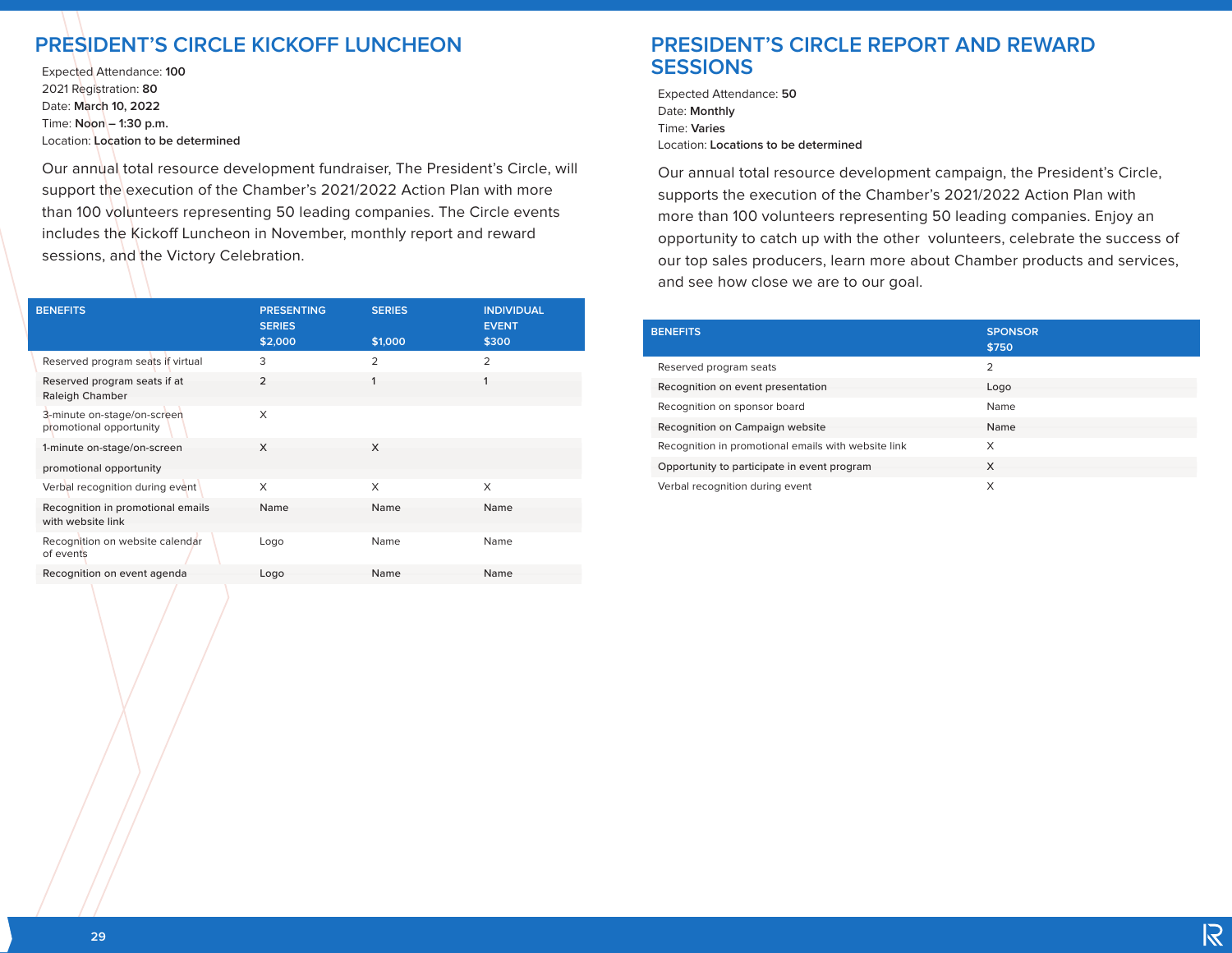## PRESIDENT'S CIRCLE KICKOFF LUNCHEON

Expected Attendance: **100**
2021 Registration: **80**
Date: **March 10, 2022**
Time: **Noon – 1:30 p.m.**
Location: **Location to be determined**

Our annual total resource development fundraiser, The President's Circle, will support the execution of the Chamber's 2021/2022 Action Plan with more than 100 volunteers representing 50 leading companies. The Circle events includes the Kickoff Luncheon in November, monthly report and reward sessions, and the Victory Celebration.

| BENEFITS | PRESENTING SERIES $2,000 | SERIES $1,000 | INDIVIDUAL EVENT $300 |
|---|---|---|---|
| Reserved program seats if virtual | 3 | 2 | 2 |
| Reserved program seats if at Raleigh Chamber | 2 | 1 | 1 |
| 3-minute on-stage/on-screen promotional opportunity | X | | |
| 1-minute on-stage/on-screen promotional opportunity | X | X | |
| Verbal recognition during event | X | X | X |
| Recognition in promotional emails with website link | Name | Name | Name |
| Recognition on website calendar of events | Logo | Name | Name |
| Recognition on event agenda | Logo | Name | Name |

## PRESIDENT'S CIRCLE REPORT AND REWARD SESSIONS

Expected Attendance: **50**
Date: **Monthly**
Time: **Varies**
Location: **Locations to be determined**

Our annual total resource development campaign, the President's Circle, supports the execution of the Chamber's 2021/2022 Action Plan with more than 100 volunteers representing 50 leading companies. Enjoy an opportunity to catch up with the other volunteers, celebrate the success of our top sales producers, learn more about Chamber products and services, and see how close we are to our goal.

| BENEFITS | SPONSOR $750 |
|---|---|
| Reserved program seats | 2 |
| Recognition on event presentation | Logo |
| Recognition on sponsor board | Name |
| Recognition on Campaign website | Name |
| Recognition in promotional emails with website link | X |
| Opportunity to participate in event program | X |
| Verbal recognition during event | X |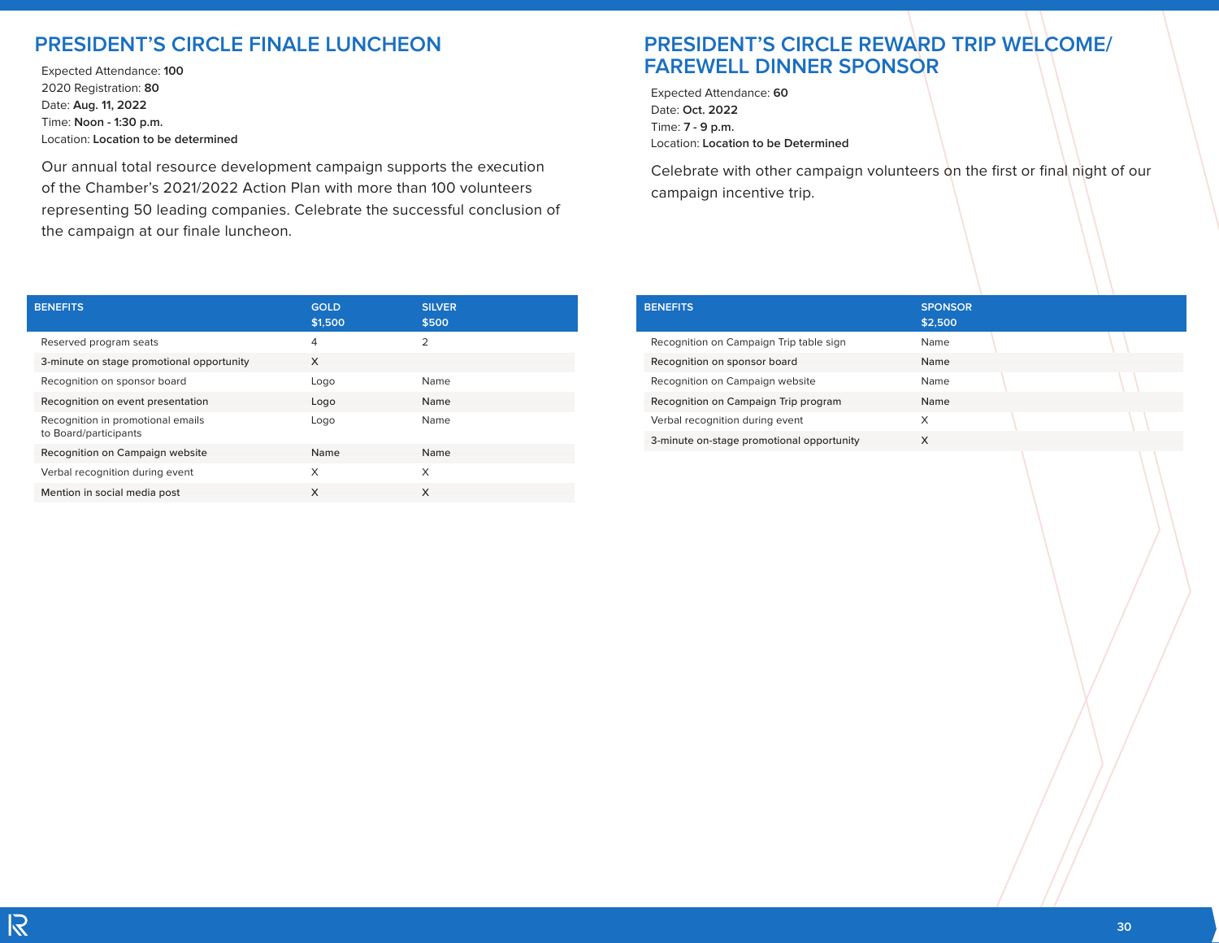## PRESIDENT'S CIRCLE FINALE LUNCHEON

Expected Attendance: **100**
2020 Registration: **80**
Date: **Aug. 11, 2022**
Time: **Noon - 1:30 p.m.**
Location: **Location to be determined**

Our annual total resource development campaign supports the execution of the Chamber's 2021/2022 Action Plan with more than 100 volunteers representing 50 leading companies. Celebrate the successful conclusion of the campaign at our finale luncheon.

| BENEFITS | GOLD $1,500 | SILVER $500 |
|---|---|---|
| Reserved program seats | 4 | 2 |
| 3-minute on stage promotional opportunity | X | |
| Recognition on sponsor board | Logo | Name |
| Recognition on event presentation | Logo | Name |
| Recognition in promotional emails to Board/participants | Logo | Name |
| Recognition on Campaign website | Name | Name |
| Verbal recognition during event | X | X |
| Mention in social media post | X | X |

## PRESIDENT'S CIRCLE REWARD TRIP WELCOME/ FAREWELL DINNER SPONSOR

Expected Attendance: **60**
Date: **Oct. 2022**
Time: **7 - 9 p.m.**
Location: **Location to be Determined**

Celebrate with other campaign volunteers on the first or final night of our campaign incentive trip.

| BENEFITS | SPONSOR $2,500 |
|---|---|
| Recognition on Campaign Trip table sign | Name |
| Recognition on sponsor board | Name |
| Recognition on Campaign website | Name |
| Recognition on Campaign Trip program | Name |
| Verbal recognition during event | X |
| 3-minute on-stage promotional opportunity | X |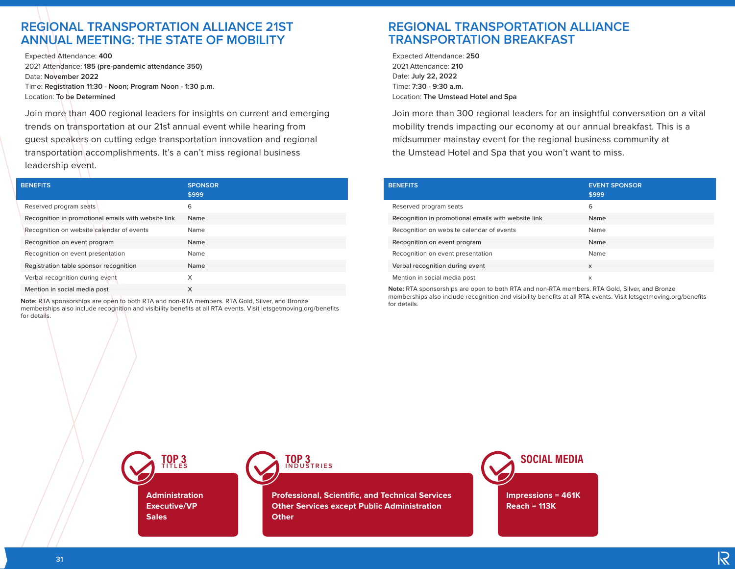## REGIONAL TRANSPORTATION ALLIANCE 21ST ANNUAL MEETING: THE STATE OF MOBILITY

Expected Attendance: **400**
2021 Attendance: **185 (pre-pandemic attendance 350)**
Date: **November 2022**
Time: **Registration 11:30 - Noon; Program Noon - 1:30 p.m.**
Location: **To be Determined**

Join more than 400 regional leaders for insights on current and emerging trends on transportation at our 21st annual event while hearing from guest speakers on cutting edge transportation innovation and regional transportation accomplishments. It's a can't miss regional business leadership event.

| BENEFITS | SPONSOR $999 |
|---|---|
| Reserved program seats | 6 |
| Recognition in promotional emails with website link | Name |
| Recognition on website calendar of events | Name |
| Recognition on event program | Name |
| Recognition on event presentation | Name |
| Registration table sponsor recognition | Name |
| Verbal recognition during event | X |
| Mention in social media post | X |

**Note:** RTA sponsorships are open to both RTA and non-RTA members. RTA Gold, Silver, and Bronze memberships also include recognition and visibility benefits at all RTA events. Visit letsgetmoving.org/benefits for details.

## REGIONAL TRANSPORTATION ALLIANCE TRANSPORTATION BREAKFAST

Expected Attendance: **250**
2021 Attendance: **210**
Date: **July 22, 2022**
Time: **7:30 - 9:30 a.m.**
Location: **The Umstead Hotel and Spa**

Join more than 300 regional leaders for an insightful conversation on a vital mobility trends impacting our economy at our annual breakfast. This is a midsummer mainstay event for the regional business community at the Umstead Hotel and Spa that you won't want to miss.

| BENEFITS | EVENT SPONSOR $999 |
|---|---|
| Reserved program seats | 6 |
| Recognition in promotional emails with website link | Name |
| Recognition on website calendar of events | Name |
| Recognition on event program | Name |
| Recognition on event presentation | Name |
| Verbal recognition during event | x |
| Mention in social media post | x |

**Note:** RTA sponsorships are open to both RTA and non-RTA members. RTA Gold, Silver, and Bronze memberships also include recognition and visibility benefits at all RTA events. Visit letsgetmoving.org/benefits for details.

**TOP 3 TITLES**

- Administration
- Executive/VP
- Sales

**TOP 3 INDUSTRIES**

- Professional, Scientific, and Technical Services
- Other Services except Public Administration
- Other

**SOCIAL MEDIA**

- Impressions = 461K
- Reach = 113K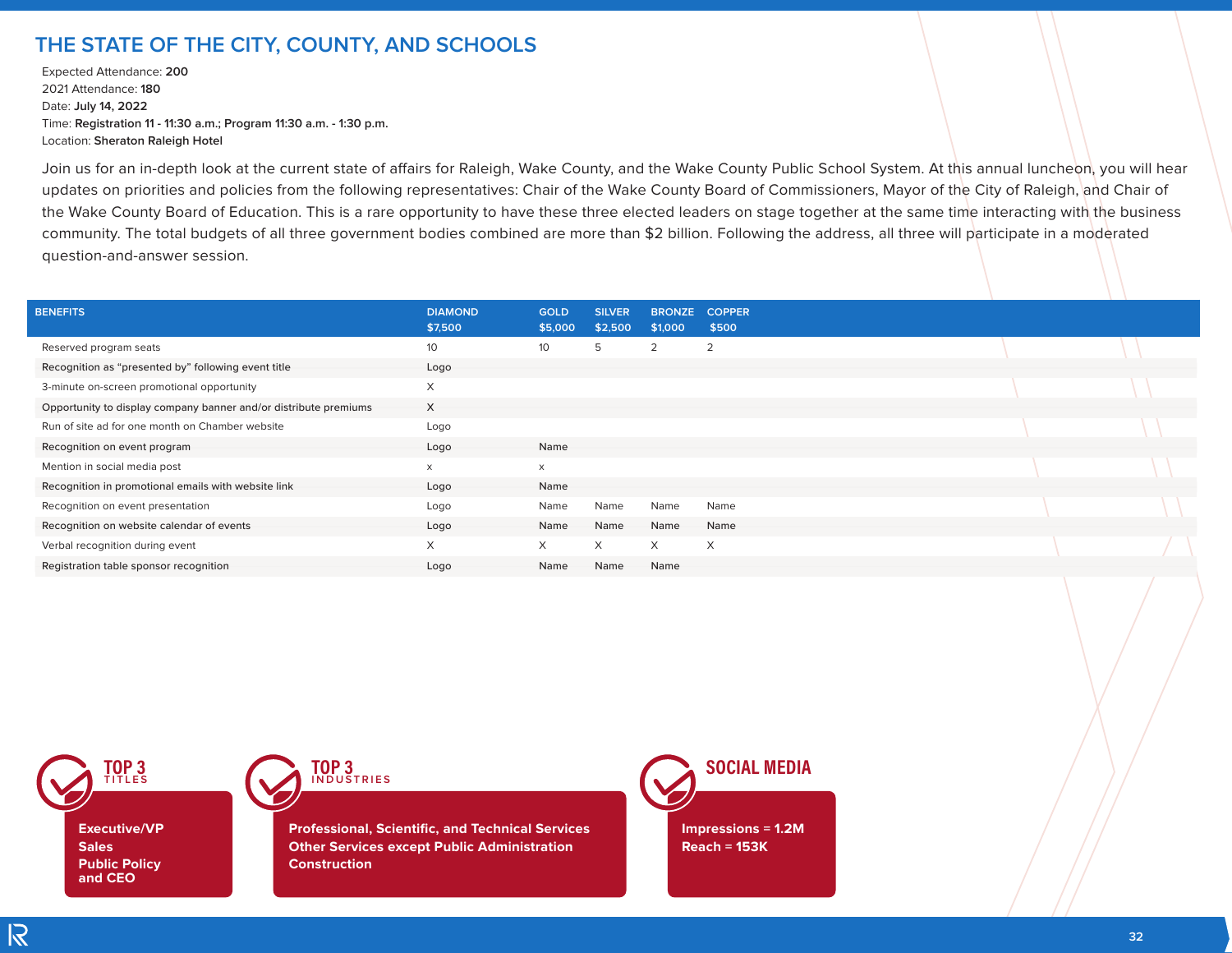# THE STATE OF THE CITY, COUNTY, AND SCHOOLS

Expected Attendance: **200**
2021 Attendance: **180**
Date: **July 14, 2022**
Time: **Registration 11 - 11:30 a.m.; Program 11:30 a.m. - 1:30 p.m.**
Location: **Sheraton Raleigh Hotel**

Join us for an in-depth look at the current state of affairs for Raleigh, Wake County, and the Wake County Public School System. At this annual luncheon, you will hear updates on priorities and policies from the following representatives: Chair of the Wake County Board of Commissioners, Mayor of the City of Raleigh, and Chair of the Wake County Board of Education. This is a rare opportunity to have these three elected leaders on stage together at the same time interacting with the business community. The total budgets of all three government bodies combined are more than $2 billion. Following the address, all three will participate in a moderated question-and-answer session.

| BENEFITS | DIAMOND $7,500 | GOLD $5,000 | SILVER $2,500 | BRONZE $1,000 | COPPER $500 |
|---|---|---|---|---|---|
| Reserved program seats | 10 | 10 | 5 | 2 | 2 |
| Recognition as "presented by" following event title | Logo | | | | |
| 3-minute on-screen promotional opportunity | X | | | | |
| Opportunity to display company banner and/or distribute premiums | X | | | | |
| Run of site ad for one month on Chamber website | Logo | | | | |
| Recognition on event program | Logo | Name | | | |
| Mention in social media post | x | x | | | |
| Recognition in promotional emails with website link | Logo | Name | | | |
| Recognition on event presentation | Logo | Name | Name | Name | Name |
| Recognition on website calendar of events | Logo | Name | Name | Name | Name |
| Verbal recognition during event | X | X | X | X | X |
| Registration table sponsor recognition | Logo | Name | Name | Name | |

**TOP 3 TITLES**

- Executive/VP
- Sales
- Public Policy and CEO

**TOP 3 INDUSTRIES**

- Professional, Scientific, and Technical Services
- Other Services except Public Administration
- Construction

**SOCIAL MEDIA**

- Impressions = 1.2M
- Reach = 153K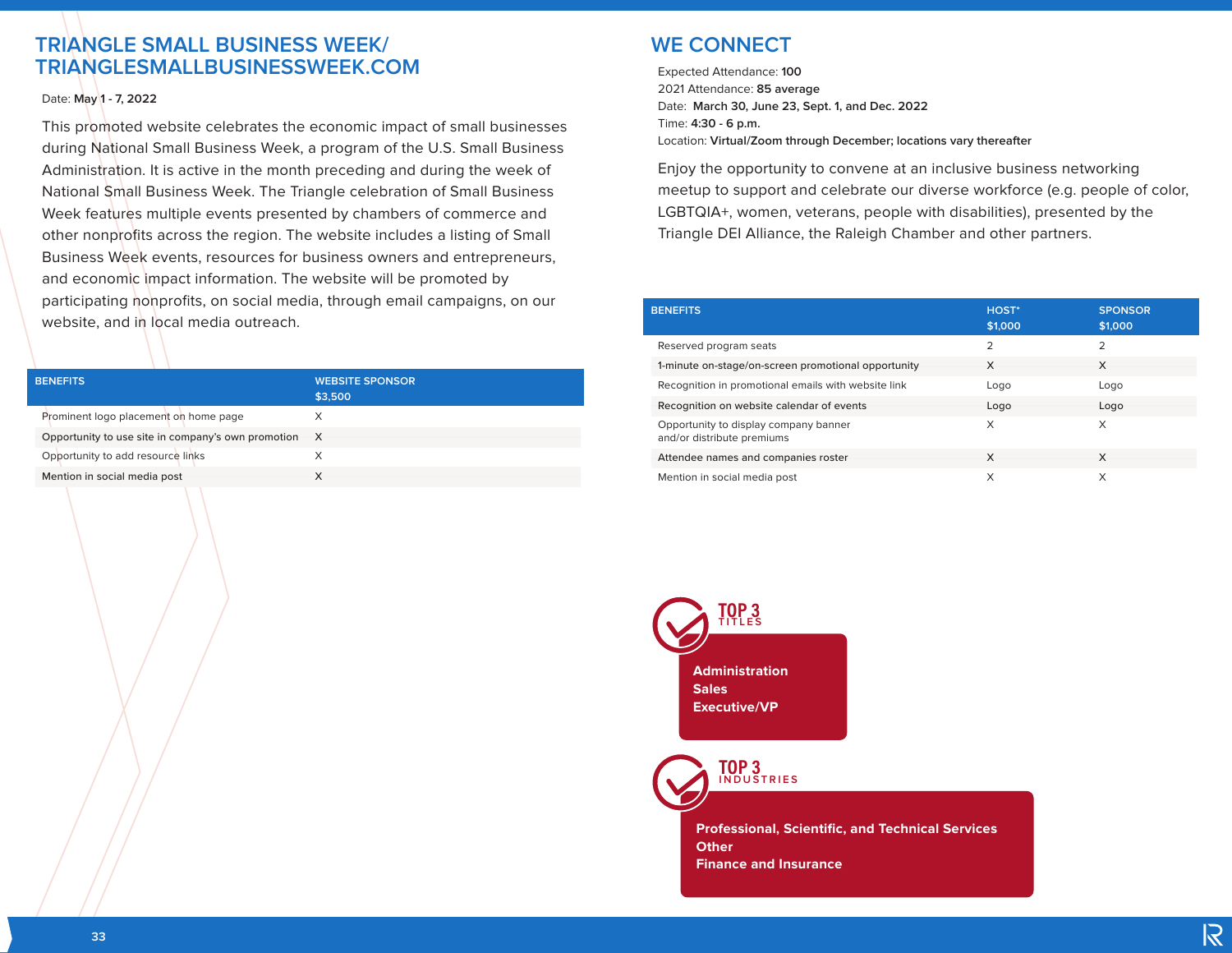## TRIANGLE SMALL BUSINESS WEEK/ TRIANGLESMALLBUSINESSWEEK.COM

Date: **May 1 - 7, 2022**

This promoted website celebrates the economic impact of small businesses during National Small Business Week, a program of the U.S. Small Business Administration. It is active in the month preceding and during the week of National Small Business Week. The Triangle celebration of Small Business Week features multiple events presented by chambers of commerce and other nonprofits across the region. The website includes a listing of Small Business Week events, resources for business owners and entrepreneurs, and economic impact information. The website will be promoted by participating nonprofits, on social media, through email campaigns, on our website, and in local media outreach.

| BENEFITS | WEBSITE SPONSOR $3,500 |
|---|---|
| Prominent logo placement on home page | X |
| Opportunity to use site in company's own promotion | X |
| Opportunity to add resource links | X |
| Mention in social media post | X |

## WE CONNECT

Expected Attendance: **100**
2021 Attendance: **85 average**
Date: **March 30, June 23, Sept. 1, and Dec. 2022**
Time: **4:30 - 6 p.m.**
Location: **Virtual/Zoom through December; locations vary thereafter**

Enjoy the opportunity to convene at an inclusive business networking meetup to support and celebrate our diverse workforce (e.g. people of color, LGBTQIA+, women, veterans, people with disabilities), presented by the Triangle DEI Alliance, the Raleigh Chamber and other partners.

| BENEFITS | HOST* $1,000 | SPONSOR $1,000 |
|---|---|---|
| Reserved program seats | 2 | 2 |
| 1-minute on-stage/on-screen promotional opportunity | X | X |
| Recognition in promotional emails with website link | Logo | Logo |
| Recognition on website calendar of events | Logo | Logo |
| Opportunity to display company banner and/or distribute premiums | X | X |
| Attendee names and companies roster | X | X |
| Mention in social media post | X | X |

**TOP 3 TITLES**

- Administration
- Sales
- Executive/VP

**TOP 3 INDUSTRIES**

- Professional, Scientific, and Technical Services
- Other
- Finance and Insurance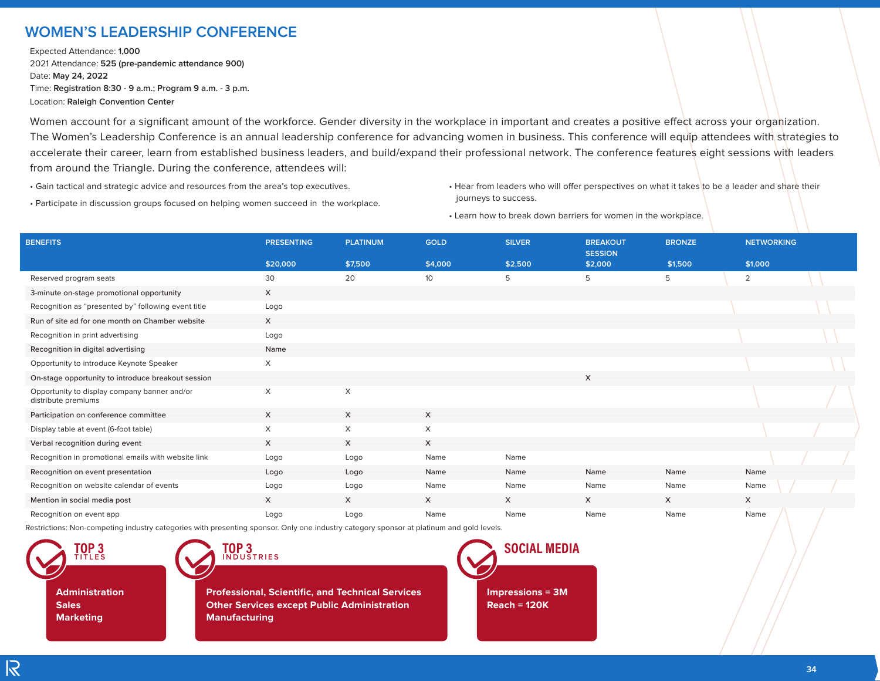## WOMEN'S LEADERSHIP CONFERENCE

Expected Attendance: **1,000**
2021 Attendance: **525 (pre-pandemic attendance 900)**
Date: **May 24, 2022**
Time: **Registration 8:30 - 9 a.m.; Program 9 a.m. - 3 p.m.**
Location: **Raleigh Convention Center**

Women account for a significant amount of the workforce. Gender diversity in the workplace in important and creates a positive effect across your organization. The Women's Leadership Conference is an annual leadership conference for advancing women in business. This conference will equip attendees with strategies to accelerate their career, learn from established business leaders, and build/expand their professional network. The conference features eight sessions with leaders from around the Triangle. During the conference, attendees will:

- Gain tactical and strategic advice and resources from the area's top executives.
- Participate in discussion groups focused on helping women succeed in the workplace.
- Hear from leaders who will offer perspectives on what it takes to be a leader and share their journeys to success.
- Learn how to break down barriers for women in the workplace.

| BENEFITS | PRESENTING $20,000 | PLATINUM $7,500 | GOLD $4,000 | SILVER $2,500 | BREAKOUT SESSION $2,000 | BRONZE $1,500 | NETWORKING $1,000 |
|---|---|---|---|---|---|---|---|
| Reserved program seats | 30 | 20 | 10 | 5 | 5 | 5 | 2 |
| 3-minute on-stage promotional opportunity | X | | | | | | |
| Recognition as "presented by" following event title | Logo | | | | | | |
| Run of site ad for one month on Chamber website | X | | | | | | |
| Recognition in print advertising | Logo | | | | | | |
| Recognition in digital advertising | Name | | | | | | |
| Opportunity to introduce Keynote Speaker | X | | | | | | |
| On-stage opportunity to introduce breakout session | | | | | X | | |
| Opportunity to display company banner and/or distribute premiums | X | X | | | | | |
| Participation on conference committee | X | X | X | | | | |
| Display table at event (6-foot table) | X | X | X | | | | |
| Verbal recognition during event | X | X | X | | | | |
| Recognition in promotional emails with website link | Logo | Logo | Name | Name | | | |
| Recognition on event presentation | Logo | Logo | Name | Name | Name | Name | Name |
| Recognition on website calendar of events | Logo | Logo | Name | Name | Name | Name | Name |
| Mention in social media post | X | X | X | X | X | X | X |
| Recognition on event app | Logo | Logo | Name | Name | Name | Name | Name |

Restrictions: Non-competing industry categories with presenting sponsor. Only one industry category sponsor at platinum and gold levels.

**TOP 3 TITLES**

- Administration
- Sales
- Marketing

**TOP 3 INDUSTRIES**

- Professional, Scientific, and Technical Services
- Other Services except Public Administration
- Manufacturing

**SOCIAL MEDIA**

- Impressions = 3M
- Reach = 120K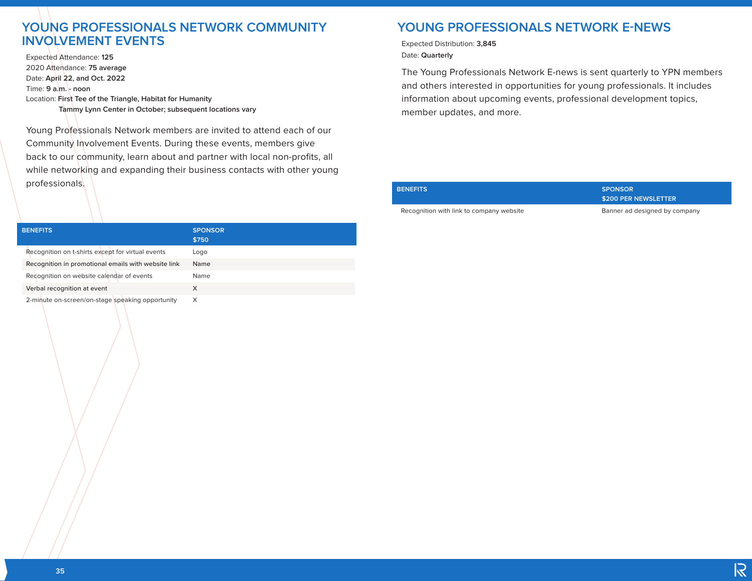## YOUNG PROFESSIONALS NETWORK COMMUNITY INVOLVEMENT EVENTS

Expected Attendance: **125**
2020 Attendance: **75 average**
Date: **April 22, and Oct. 2022**
Time: **9 a.m. - noon**
Location: **First Tee of the Triangle, Habitat for Humanity**
**Tammy Lynn Center in October; subsequent locations vary**

Young Professionals Network members are invited to attend each of our Community Involvement Events. During these events, members give back to our community, learn about and partner with local non-profits, all while networking and expanding their business contacts with other young professionals.

| BENEFITS | SPONSOR $750 |
|---|---|
| Recognition on t-shirts except for virtual events | Logo |
| Recognition in promotional emails with website link | Name |
| Recognition on website calendar of events | Name |
| Verbal recognition at event | X |
| 2-minute on-screen/on-stage speaking opportunity | X |

## YOUNG PROFESSIONALS NETWORK E-NEWS

Expected Distribution: **3,845**
Date: **Quarterly**

The Young Professionals Network E-news is sent quarterly to YPN members and others interested in opportunities for young professionals. It includes information about upcoming events, professional development topics, member updates, and more.

| BENEFITS | SPONSOR $200 PER NEWSLETTER |
|---|---|
| Recognition with link to company website | Banner ad designed by company |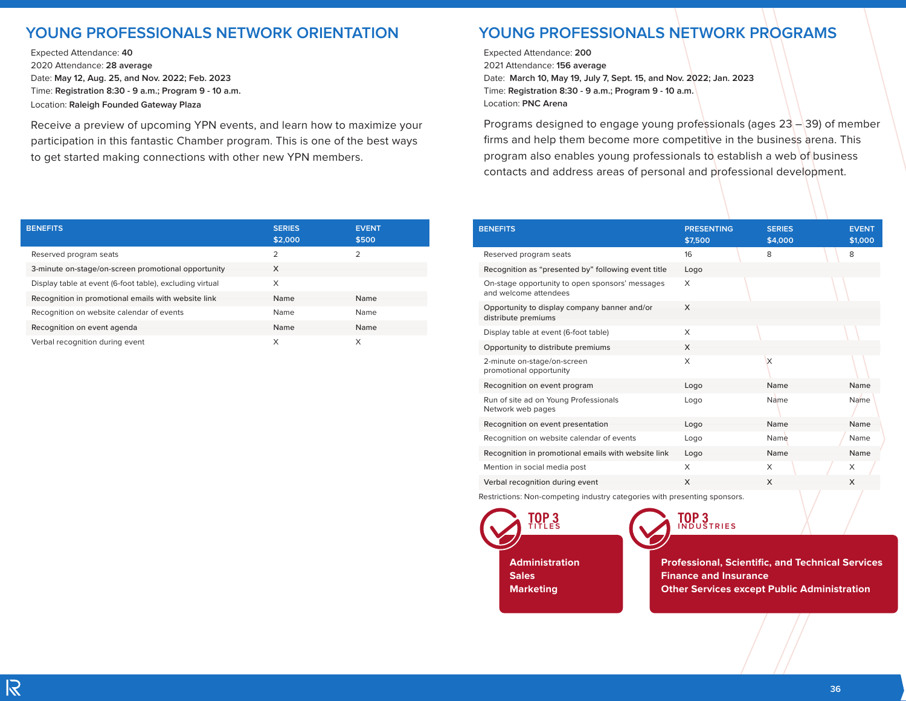## YOUNG PROFESSIONALS NETWORK ORIENTATION

Expected Attendance: **40**
2020 Attendance: **28 average**
Date: **May 12, Aug. 25, and Nov. 2022; Feb. 2023**
Time: **Registration 8:30 - 9 a.m.; Program 9 - 10 a.m.**
Location: **Raleigh Founded Gateway Plaza**

Receive a preview of upcoming YPN events, and learn how to maximize your participation in this fantastic Chamber program. This is one of the best ways to get started making connections with other new YPN members.

| BENEFITS | SERIES $2,000 | EVENT $500 |
|---|---|---|
| Reserved program seats | 2 | 2 |
| 3-minute on-stage/on-screen promotional opportunity | X | |
| Display table at event (6-foot table), excluding virtual | X | |
| Recognition in promotional emails with website link | Name | Name |
| Recognition on website calendar of events | Name | Name |
| Recognition on event agenda | Name | Name |
| Verbal recognition during event | X | X |

## YOUNG PROFESSIONALS NETWORK PROGRAMS

Expected Attendance: **200**
2021 Attendance: **156 average**
Date: **March 10, May 19, July 7, Sept. 15, and Nov. 2022; Jan. 2023**
Time: **Registration 8:30 - 9 a.m.; Program 9 - 10 a.m.**
Location: **PNC Arena**

Programs designed to engage young professionals (ages 23 – 39) of member firms and help them become more competitive in the business arena. This program also enables young professionals to establish a web of business contacts and address areas of personal and professional development.

| BENEFITS | PRESENTING $7,500 | SERIES $4,000 | EVENT $1,000 |
|---|---|---|---|
| Reserved program seats | 16 | 8 | 8 |
| Recognition as “presented by” following event title | Logo | | |
| On-stage opportunity to open sponsors’ messages and welcome attendees | X | | |
| Opportunity to display company banner and/or distribute premiums | X | | |
| Display table at event (6-foot table) | X | | |
| Opportunity to distribute premiums | X | | |
| 2-minute on-stage/on-screen promotional opportunity | X | X | |
| Recognition on event program | Logo | Name | Name |
| Run of site ad on Young Professionals Network web pages | Logo | Name | Name |
| Recognition on event presentation | Logo | Name | Name |
| Recognition on website calendar of events | Logo | Name | Name |
| Recognition in promotional emails with website link | Logo | Name | Name |
| Mention in social media post | X | X | X |
| Verbal recognition during event | X | X | X |

Restrictions: Non-competing industry categories with presenting sponsors.

**TOP 3 TITLES**

**Administration**
**Sales**
**Marketing**

**TOP 3 INDUSTRIES**

**Professional, Scientific, and Technical Services**
**Finance and Insurance**
**Other Services except Public Administration**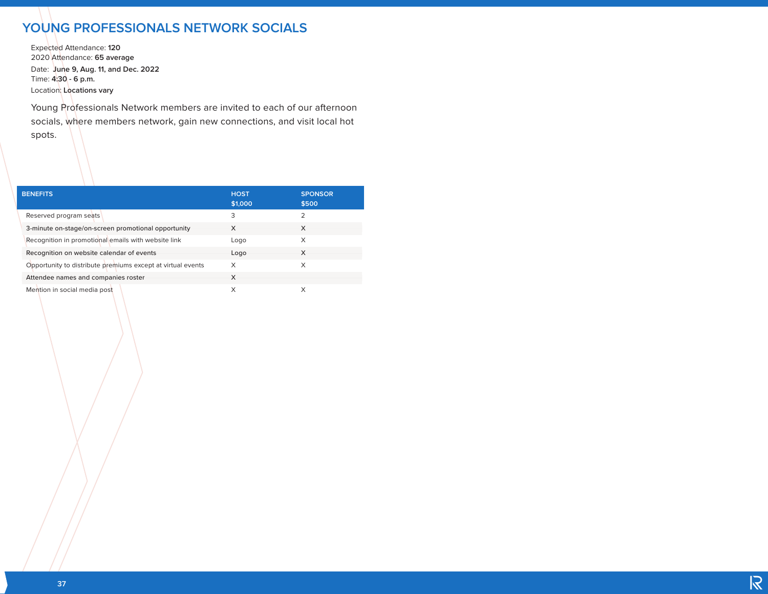# YOUNG PROFESSIONALS NETWORK SOCIALS

Expected Attendance: **120**
2020 Attendance: **65 average**
Date: **June 9, Aug. 11, and Dec. 2022**
Time: **4:30 - 6 p.m.**
Location: **Locations vary**

Young Professionals Network members are invited to each of our afternoon socials, where members network, gain new connections, and visit local hot spots.

| BENEFITS | HOST $1,000 | SPONSOR $500 |
|---|---|---|
| Reserved program seats | 3 | 2 |
| 3-minute on-stage/on-screen promotional opportunity | X | X |
| Recognition in promotional emails with website link | Logo | X |
| Recognition on website calendar of events | Logo | X |
| Opportunity to distribute premiums except at virtual events | X | X |
| Attendee names and companies roster | X | |
| Mention in social media post | X | X |